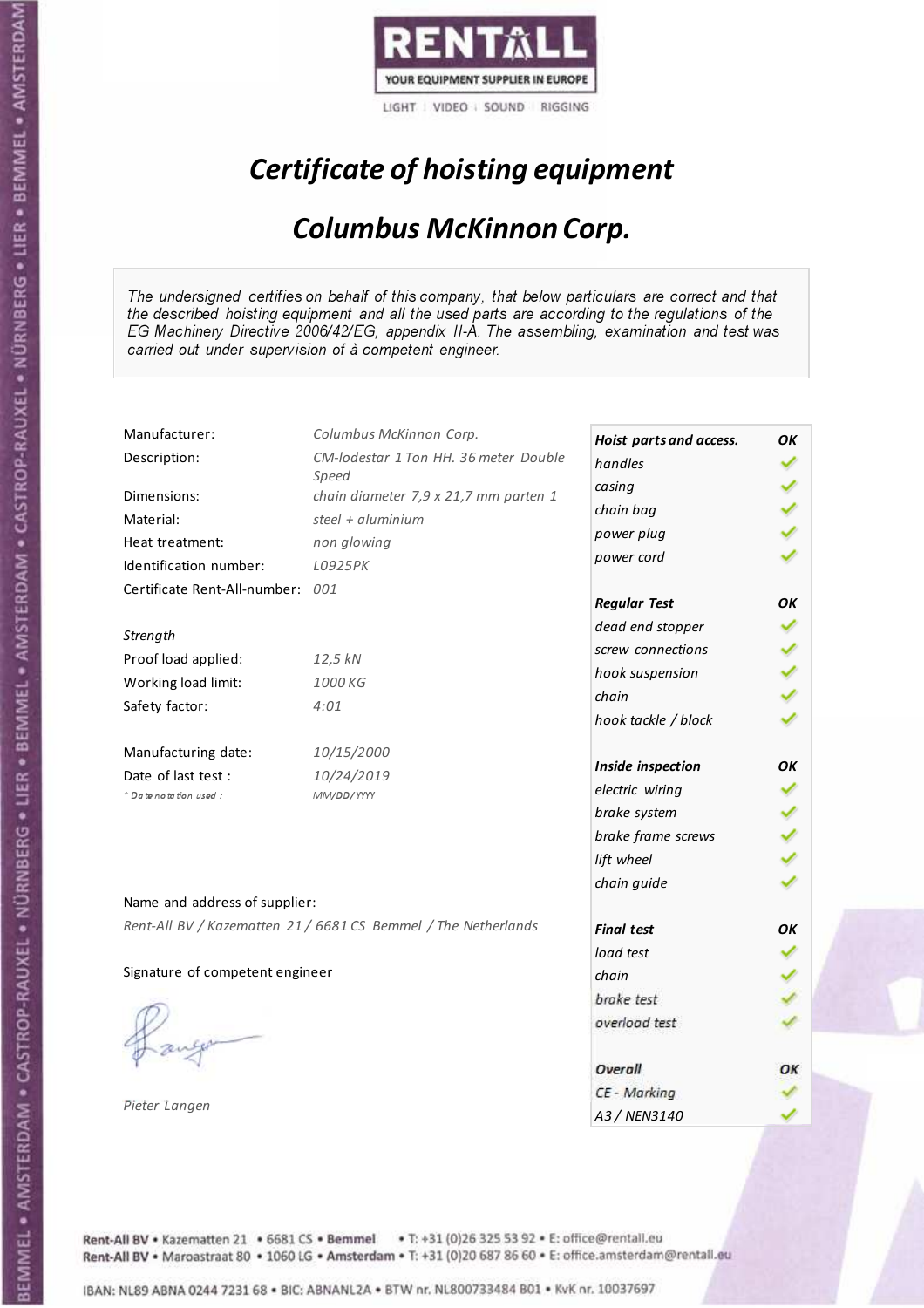RENTALL
YOUR EQUIPMENT SUPPLIER IN EUROPE
LIGHT | VIDEO | SOUND | RIGGING

# *Certificate of hoisting equipment*

## *Columbus McKinnon Corp.*

*The undersigned certifies on behalf of this company, that below particulars are correct and that the described hoisting equipment and all the used parts are according to the regulations of the EG Machinery Directive 2006/42/EG, appendix II-A. The assembling, examination and test was carried out under supervision of à competent engineer.*

| | |
|---|---|
| Manufacturer: | *Columbus McKinnon Corp.* |
| Description: | *CM-lodestar 1 Ton HH. 36 meter Double Speed* |
| Dimensions: | *chain diameter 7,9 x 21,7 mm parten 1* |
| Material: | *steel + aluminium* |
| Heat treatment: | *non glowing* |
| Identification number: | *L0925PK* |
| Certificate Rent-All-number: | *001* |

*Strength*

| | |
|---|---|
| Proof load applied: | *12,5 kN* |
| Working load limit: | *1000 KG* |
| Safety factor: | *4:01* |

| | |
|---|---|
| Manufacturing date: | *10/15/2000* |
| Date of last test : | *10/24/2019* |
| *\* Date notation used :* | *MM/DD/YYYY* |

| | |
|---|---|
| ***Hoist parts and access.*** | ***OK*** |
| *handles* | ✓ |
| *casing* | ✓ |
| *chain bag* | ✓ |
| *power plug* | ✓ |
| *power cord* | ✓ |
| ***Regular Test*** | ***OK*** |
| *dead end stopper* | ✓ |
| *screw connections* | ✓ |
| *hook suspension* | ✓ |
| *chain* | ✓ |
| *hook tackle / block* | ✓ |
| ***Inside inspection*** | ***OK*** |
| *electric wiring* | ✓ |
| *brake system* | ✓ |
| *brake frame screws* | ✓ |
| *lift wheel* | ✓ |
| *chain guide* | ✓ |
| ***Final test*** | ***OK*** |
| *load test* | ✓ |
| *chain* | ✓ |
| *brake test* | ✓ |
| *overload test* | ✓ |
| ***Overall*** | ***OK*** |
| *CE - Marking* | ✓ |
| *A3 / NEN3140* | ✓ |

Name and address of supplier:

*Rent-All BV / Kazematten 21 / 6681 CS Bemmel / The Netherlands*

Signature of competent engineer

*Pieter Langen*

**Rent-All BV** • Kazematten 21 • 6681 CS • **Bemmel** • T: +31 (0)26 325 53 92 • E: office@rentall.eu
**Rent-All BV** • Maroastraat 80 • 1060 LG • **Amsterdam** • T: +31 (0)20 687 86 60 • E: office.amsterdam@rentall.eu

IBAN: NL89 ABNA 0244 7231 68 • BIC: ABNANL2A • BTW nr. NL800733484 B01 • KvK nr. 10037697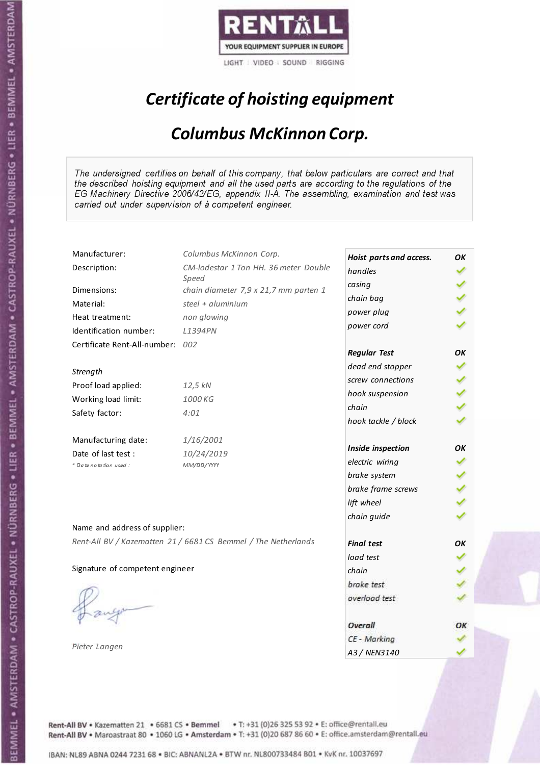RENTALL

YOUR EQUIPMENT SUPPLIER IN EUROPE

LIGHT | VIDEO | SOUND | RIGGING

# *Certificate of hoisting equipment*

## *Columbus McKinnon Corp.*

*The undersigned certifies on behalf of this company, that below particulars are correct and that the described hoisting equipment and all the used parts are according to the regulations of the EG Machinery Directive 2006/42/EG, appendix II-A. The assembling, examination and test was carried out under supervision of à competent engineer.*

| | |
|---|---|
| Manufacturer: | *Columbus McKinnon Corp.* |
| Description: | *CM-lodestar 1 Ton HH. 36 meter Double Speed* |
| Dimensions: | *chain diameter 7,9 x 21,7 mm parten 1* |
| Material: | *steel + aluminium* |
| Heat treatment: | *non glowing* |
| Identification number: | *L1394PN* |
| Certificate Rent-All-number: | *002* |
| *Strength* | |
| Proof load applied: | *12,5 kN* |
| Working load limit: | *1000 KG* |
| Safety factor: | *4:01* |
| Manufacturing date: | *1/16/2001* |
| Date of last test : | *10/24/2019* |
| *\* Date notation used :* | *MM/DD/YYYY* |

| | |
|---|---|
| ***Hoist parts and access.*** | ***OK*** |
| *handles* | ✓ |
| *casing* | ✓ |
| *chain bag* | ✓ |
| *power plug* | ✓ |
| *power cord* | ✓ |
| ***Regular Test*** | ***OK*** |
| *dead end stopper* | ✓ |
| *screw connections* | ✓ |
| *hook suspension* | ✓ |
| *chain* | ✓ |
| *hook tackle / block* | ✓ |
| ***Inside inspection*** | ***OK*** |
| *electric wiring* | ✓ |
| *brake system* | ✓ |
| *brake frame screws* | ✓ |
| *lift wheel* | ✓ |
| *chain guide* | ✓ |
| ***Final test*** | ***OK*** |
| *load test* | ✓ |
| *chain* | ✓ |
| *brake test* | ✓ |
| *overload test* | ✓ |
| ***Overall*** | ***OK*** |
| *CE - Marking* | ✓ |
| *A3 / NEN3140* | ✓ |

Name and address of supplier:

*Rent-All BV / Kazematten 21 / 6681 CS Bemmel / The Netherlands*

Signature of competent engineer

*Pieter Langen*

Rent-All BV • Kazematten 21 • 6681 CS • **Bemmel** • T: +31 (0)26 325 53 92 • E: office@rentall.eu
Rent-All BV • Maroastraat 80 • 1060 LG • **Amsterdam** • T: +31 (0)20 687 86 60 • E: office.amsterdam@rentall.eu

IBAN: NL89 ABNA 0244 7231 68 • BIC: ABNANL2A • BTW nr. NL800733484 B01 • KvK nr. 10037697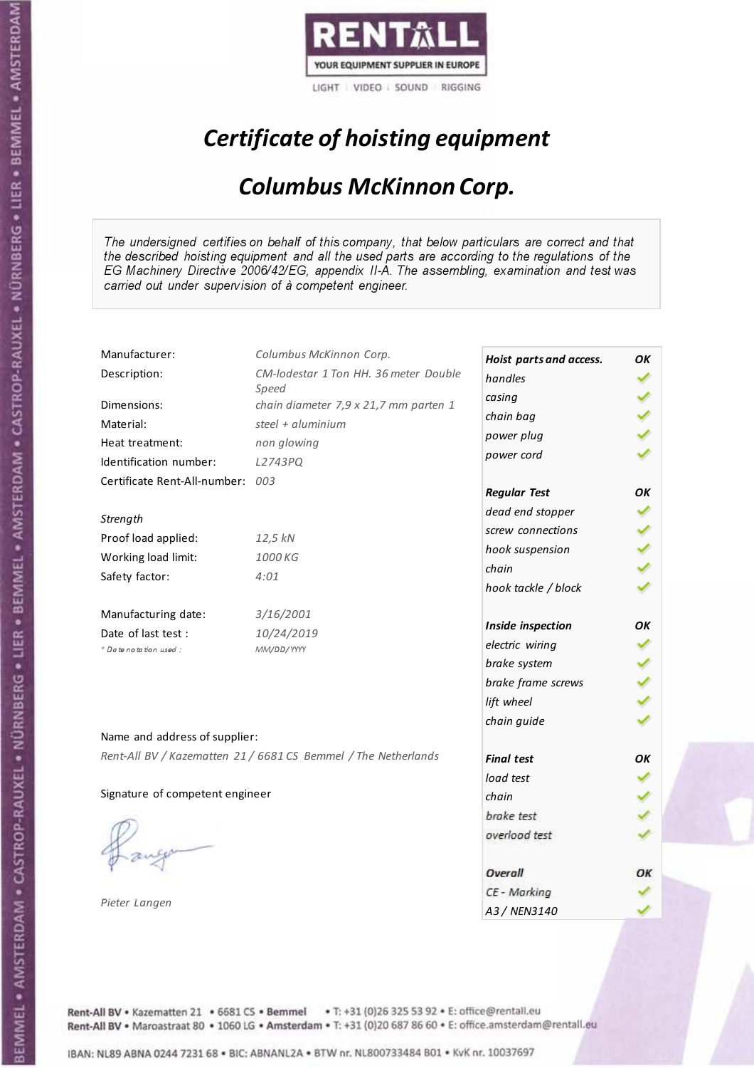RENTALL
YOUR EQUIPMENT SUPPLIER IN EUROPE
LIGHT | VIDEO | SOUND | RIGGING

# *Certificate of hoisting equipment*

## *Columbus McKinnon Corp.*

*The undersigned certifies on behalf of this company, that below particulars are correct and that the described hoisting equipment and all the used parts are according to the regulations of the EG Machinery Directive 2006/42/EG, appendix II-A. The assembling, examination and test was carried out under supervision of à competent engineer.*

| | |
|---|---|
| Manufacturer: | *Columbus McKinnon Corp.* |
| Description: | *CM-lodestar 1 Ton HH. 36 meter Double Speed* |
| Dimensions: | *chain diameter 7,9 x 21,7 mm parten 1* |
| Material: | *steel + aluminium* |
| Heat treatment: | *non glowing* |
| Identification number: | *L2743PQ* |
| Certificate Rent-All-number: | *003* |
| *Strength* | |
| Proof load applied: | *12,5 kN* |
| Working load limit: | *1000 KG* |
| Safety factor: | *4:01* |
| Manufacturing date: | *3/16/2001* |
| Date of last test : | *10/24/2019* |
| *\* Date notation used :* | *MM/DD/YYYY* |

| | |
|---|---|
| ***Hoist parts and access.*** | ***OK*** |
| *handles* | ✓ |
| *casing* | ✓ |
| *chain bag* | ✓ |
| *power plug* | ✓ |
| *power cord* | ✓ |
| ***Regular Test*** | ***OK*** |
| *dead end stopper* | ✓ |
| *screw connections* | ✓ |
| *hook suspension* | ✓ |
| *chain* | ✓ |
| *hook tackle / block* | ✓ |
| ***Inside inspection*** | ***OK*** |
| *electric wiring* | ✓ |
| *brake system* | ✓ |
| *brake frame screws* | ✓ |
| *lift wheel* | ✓ |
| *chain guide* | ✓ |
| ***Final test*** | ***OK*** |
| *load test* | ✓ |
| *chain* | ✓ |
| *brake test* | ✓ |
| *overload test* | ✓ |
| ***Overall*** | ***OK*** |
| *CE - Marking* | ✓ |
| *A3 / NEN3140* | ✓ |

Name and address of supplier:

*Rent-All BV / Kazematten 21 / 6681 CS Bemmel / The Netherlands*

Signature of competent engineer

*Pieter Langen*

**Rent-All BV** • Kazematten 21 • 6681 CS • **Bemmel** • T: +31 (0)26 325 53 92 • E: office@rentall.eu
**Rent-All BV** • Maroastraat 80 • 1060 LG • **Amsterdam** • T: +31 (0)20 687 86 60 • E: office.amsterdam@rentall.eu

IBAN: NL89 ABNA 0244 7231 68 • BIC: ABNANL2A • BTW nr. NL800733484 B01 • KvK nr. 10037697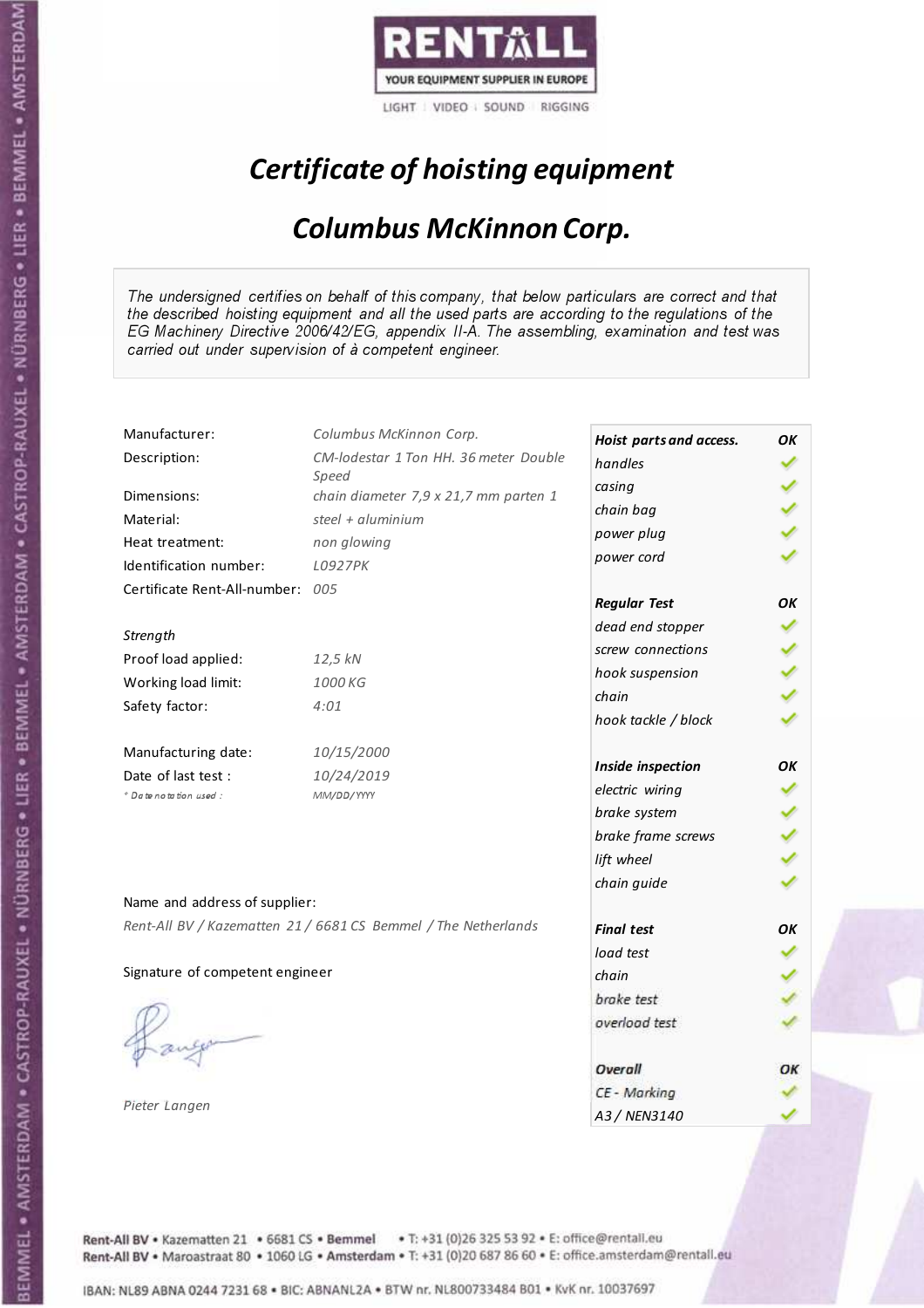RENTALL
YOUR EQUIPMENT SUPPLIER IN EUROPE
LIGHT | VIDEO | SOUND | RIGGING

# *Certificate of hoisting equipment*

## *Columbus McKinnon Corp.*

*The undersigned certifies on behalf of this company, that below particulars are correct and that the described hoisting equipment and all the used parts are according to the regulations of the EG Machinery Directive 2006/42/EG, appendix II-A. The assembling, examination and test was carried out under supervision of à competent engineer.*

| | |
|---|---|
| Manufacturer: | *Columbus McKinnon Corp.* |
| Description: | *CM-lodestar 1 Ton HH. 36 meter Double Speed* |
| Dimensions: | *chain diameter 7,9 x 21,7 mm parten 1* |
| Material: | *steel + aluminium* |
| Heat treatment: | *non glowing* |
| Identification number: | *L0927PK* |
| Certificate Rent-All-number: | *005* |

*Strength*

| | |
|---|---|
| Proof load applied: | *12,5 kN* |
| Working load limit: | *1000 KG* |
| Safety factor: | *4:01* |

| | |
|---|---|
| Manufacturing date: | *10/15/2000* |
| Date of last test : | *10/24/2019* |
| *\* Date notation used :* | *MM/DD/YYYY* |

| Check | Result |
|---|---|
| ***Hoist parts and access.*** | ***OK*** |
| *handles* | ✓ |
| *casing* | ✓ |
| *chain bag* | ✓ |
| *power plug* | ✓ |
| *power cord* | ✓ |
| ***Regular Test*** | ***OK*** |
| *dead end stopper* | ✓ |
| *screw connections* | ✓ |
| *hook suspension* | ✓ |
| *chain* | ✓ |
| *hook tackle / block* | ✓ |
| ***Inside inspection*** | ***OK*** |
| *electric wiring* | ✓ |
| *brake system* | ✓ |
| *brake frame screws* | ✓ |
| *lift wheel* | ✓ |
| *chain guide* | ✓ |
| ***Final test*** | ***OK*** |
| *load test* | ✓ |
| *chain* | ✓ |
| *brake test* | ✓ |
| *overload test* | ✓ |
| ***Overall*** | ***OK*** |
| *CE - Marking* | ✓ |
| *A3 / NEN3140* | ✓ |

Name and address of supplier:

*Rent-All BV / Kazematten 21 / 6681 CS Bemmel / The Netherlands*

Signature of competent engineer

*Pieter Langen*

Rent-All BV • Kazematten 21 • 6681 CS • Bemmel • T: +31 (0)26 325 53 92 • E: office@rentall.eu
Rent-All BV • Maroastraat 80 • 1060 LG • Amsterdam • T: +31 (0)20 687 86 60 • E: office.amsterdam@rentall.eu

IBAN: NL89 ABNA 0244 7231 68 • BIC: ABNANL2A • BTW nr. NL800733484 B01 • KvK nr. 10037697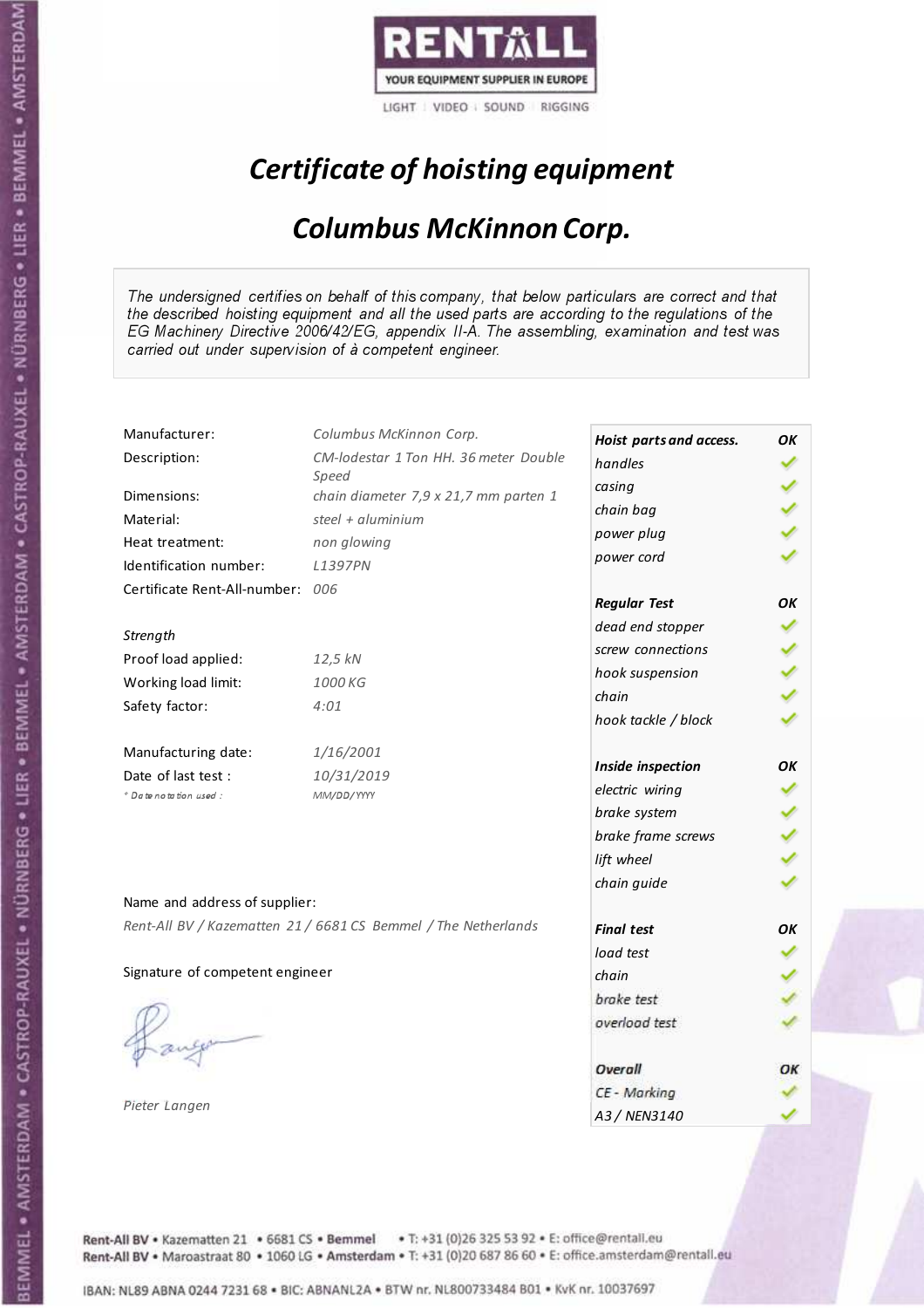RENTALL
YOUR EQUIPMENT SUPPLIER IN EUROPE
LIGHT | VIDEO | SOUND | RIGGING

# *Certificate of hoisting equipment*

## *Columbus McKinnon Corp.*

*The undersigned certifies on behalf of this company, that below particulars are correct and that the described hoisting equipment and all the used parts are according to the regulations of the EG Machinery Directive 2006/42/EG, appendix II-A. The assembling, examination and test was carried out under supervision of à competent engineer.*

| | |
|---|---|
| Manufacturer: | *Columbus McKinnon Corp.* |
| Description: | *CM-lodestar 1 Ton HH. 36 meter Double Speed* |
| Dimensions: | *chain diameter 7,9 x 21,7 mm parten 1* |
| Material: | *steel + aluminium* |
| Heat treatment: | *non glowing* |
| Identification number: | *L1397PN* |
| Certificate Rent-All-number: | *006* |

*Strength*

| | |
|---|---|
| Proof load applied: | *12,5 kN* |
| Working load limit: | *1000 KG* |
| Safety factor: | *4:01* |

| | |
|---|---|
| Manufacturing date: | *1/16/2001* |
| Date of last test : | *10/31/2019* |
| *\* Date notation used :* | *MM/DD/YYYY* |

Name and address of supplier:

*Rent-All BV / Kazematten 21 / 6681 CS Bemmel / The Netherlands*

Signature of competent engineer

*Pieter Langen*

| **Hoist parts and access.** | **OK** |
|---|---|
| *handles* | ✓ |
| *casing* | ✓ |
| *chain bag* | ✓ |
| *power plug* | ✓ |
| *power cord* | ✓ |
| **Regular Test** | **OK** |
| *dead end stopper* | ✓ |
| *screw connections* | ✓ |
| *hook suspension* | ✓ |
| *chain* | ✓ |
| *hook tackle / block* | ✓ |
| **Inside inspection** | **OK** |
| *electric wiring* | ✓ |
| *brake system* | ✓ |
| *brake frame screws* | ✓ |
| *lift wheel* | ✓ |
| *chain guide* | ✓ |
| **Final test** | **OK** |
| *load test* | ✓ |
| *chain* | ✓ |
| *brake test* | ✓ |
| *overload test* | ✓ |
| **Overall** | **OK** |
| *CE - Marking* | ✓ |
| *A3 / NEN3140* | ✓ |

Rent-All BV • Kazematten 21 • 6681 CS • Bemmel • T: +31 (0)26 325 53 92 • E: office@rentall.eu
Rent-All BV • Maroastraat 80 • 1060 LG • Amsterdam • T: +31 (0)20 687 86 60 • E: office.amsterdam@rentall.eu

IBAN: NL89 ABNA 0244 7231 68 • BIC: ABNANL2A • BTW nr. NL800733484 B01 • KvK nr. 10037697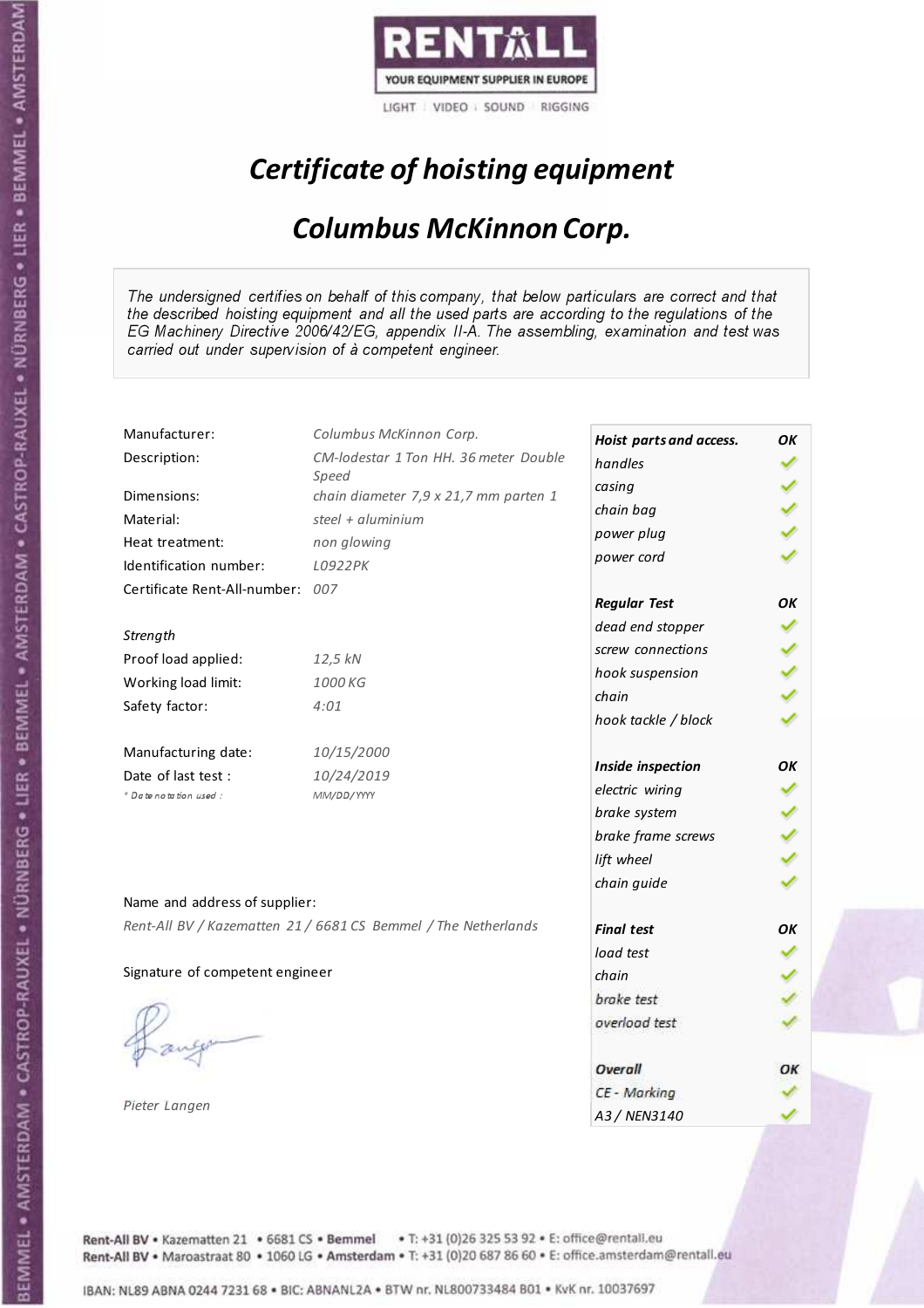RENTALL
YOUR EQUIPMENT SUPPLIER IN EUROPE
LIGHT | VIDEO | SOUND | RIGGING

# *Certificate of hoisting equipment*

## *Columbus McKinnon Corp.*

*The undersigned certifies on behalf of this company, that below particulars are correct and that the described hoisting equipment and all the used parts are according to the regulations of the EG Machinery Directive 2006/42/EG, appendix II-A. The assembling, examination and test was carried out under supervision of à competent engineer.*

| | |
|---|---|
| Manufacturer: | *Columbus McKinnon Corp.* |
| Description: | *CM-lodestar 1 Ton HH. 36 meter Double Speed* |
| Dimensions: | *chain diameter 7,9 x 21,7 mm parten 1* |
| Material: | *steel + aluminium* |
| Heat treatment: | *non glowing* |
| Identification number: | *L0922PK* |
| Certificate Rent-All-number: | *007* |
| *Strength* | |
| Proof load applied: | *12,5 kN* |
| Working load limit: | *1000 KG* |
| Safety factor: | *4:01* |
| Manufacturing date: | *10/15/2000* |
| Date of last test : | *10/24/2019* |
| *\* Date notation used :* | *MM/DD/YYYY* |

| **Hoist parts and access.** | **OK** |
|---|---|
| *handles* | ✓ |
| *casing* | ✓ |
| *chain bag* | ✓ |
| *power plug* | ✓ |
| *power cord* | ✓ |
| **Regular Test** | **OK** |
| *dead end stopper* | ✓ |
| *screw connections* | ✓ |
| *hook suspension* | ✓ |
| *chain* | ✓ |
| *hook tackle / block* | ✓ |
| **Inside inspection** | **OK** |
| *electric wiring* | ✓ |
| *brake system* | ✓ |
| *brake frame screws* | ✓ |
| *lift wheel* | ✓ |
| *chain guide* | ✓ |
| **Final test** | **OK** |
| *load test* | ✓ |
| *chain* | ✓ |
| *brake test* | ✓ |
| *overload test* | ✓ |
| **Overall** | **OK** |
| *CE - Marking* | ✓ |
| *A3 / NEN3140* | ✓ |

Name and address of supplier:

*Rent-All BV / Kazematten 21 / 6681 CS Bemmel / The Netherlands*

Signature of competent engineer

*Pieter Langen*

Rent-All BV • Kazematten 21 • 6681 CS • Bemmel • T: +31 (0)26 325 53 92 • E: office@rentall.eu
Rent-All BV • Maroastraat 80 • 1060 LG • Amsterdam • T: +31 (0)20 687 86 60 • E: office.amsterdam@rentall.eu

IBAN: NL89 ABNA 0244 7231 68 • BIC: ABNANL2A • BTW nr. NL800733484 B01 • KvK nr. 10037697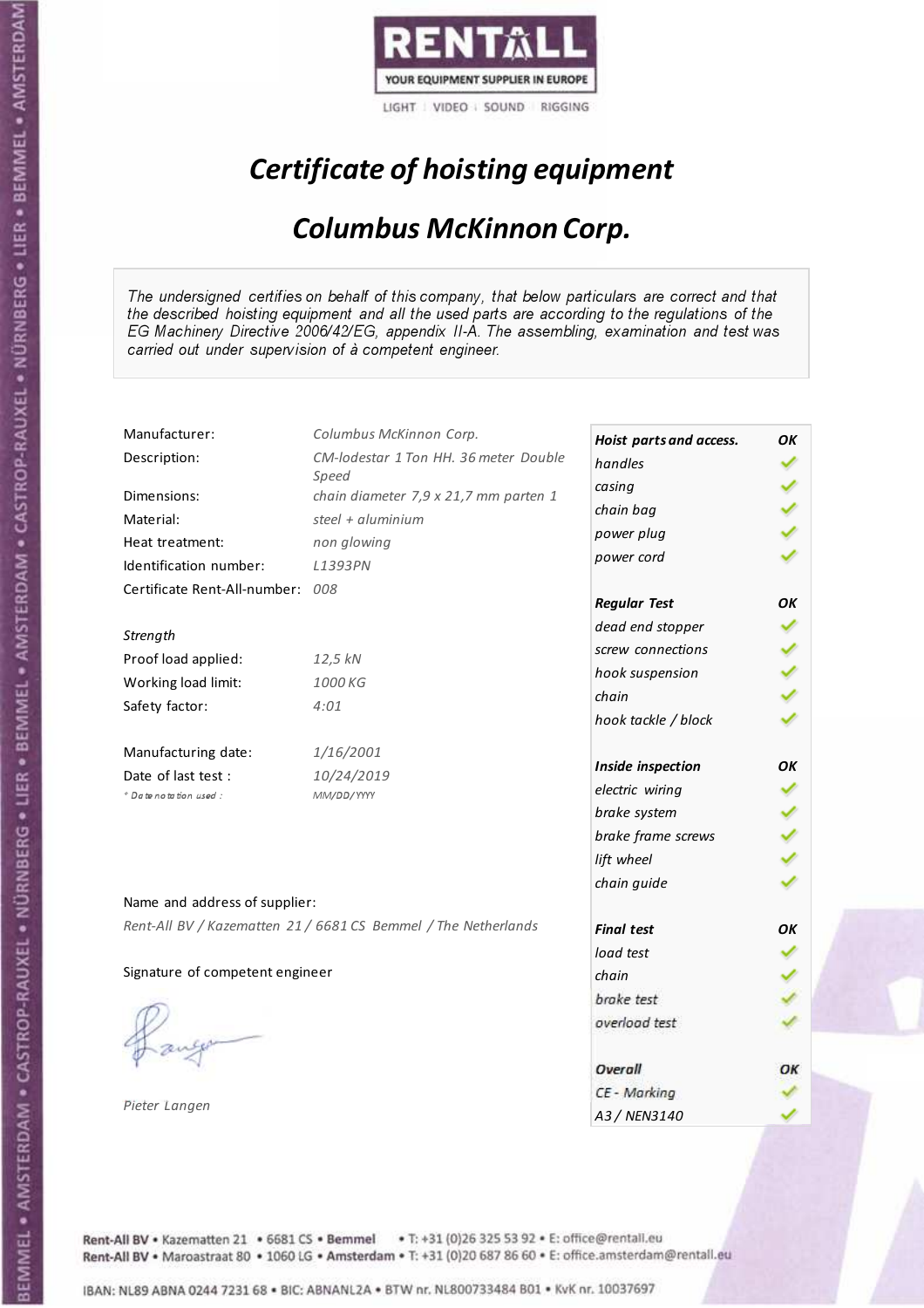RENTALL

YOUR EQUIPMENT SUPPLIER IN EUROPE

LIGHT | VIDEO | SOUND | RIGGING

# *Certificate of hoisting equipment*

## *Columbus McKinnon Corp.*

*The undersigned certifies on behalf of this company, that below particulars are correct and that the described hoisting equipment and all the used parts are according to the regulations of the EG Machinery Directive 2006/42/EG, appendix II-A. The assembling, examination and test was carried out under supervision of à competent engineer.*

| | |
|---|---|
| Manufacturer: | *Columbus McKinnon Corp.* |
| Description: | *CM-lodestar 1 Ton HH. 36 meter Double Speed* |
| Dimensions: | *chain diameter 7,9 x 21,7 mm parten 1* |
| Material: | *steel + aluminium* |
| Heat treatment: | *non glowing* |
| Identification number: | *L1393PN* |
| Certificate Rent-All-number: | *008* |

*Strength*

| | |
|---|---|
| Proof load applied: | *12,5 kN* |
| Working load limit: | *1000 KG* |
| Safety factor: | *4:01* |

| | |
|---|---|
| Manufacturing date: | *1/16/2001* |
| Date of last test : | *10/24/2019* |
| *\* Date notation used :* | *MM/DD/YYYY* |

| ***Hoist parts and access.*** | ***OK*** |
|---|---|
| *handles* | ✓ |
| *casing* | ✓ |
| *chain bag* | ✓ |
| *power plug* | ✓ |
| *power cord* | ✓ |
| ***Regular Test*** | ***OK*** |
| *dead end stopper* | ✓ |
| *screw connections* | ✓ |
| *hook suspension* | ✓ |
| *chain* | ✓ |
| *hook tackle / block* | ✓ |
| ***Inside inspection*** | ***OK*** |
| *electric wiring* | ✓ |
| *brake system* | ✓ |
| *brake frame screws* | ✓ |
| *lift wheel* | ✓ |
| *chain guide* | ✓ |
| ***Final test*** | ***OK*** |
| *load test* | ✓ |
| *chain* | ✓ |
| *brake test* | ✓ |
| *overload test* | ✓ |
| ***Overall*** | ***OK*** |
| *CE - Marking* | ✓ |
| *A3 / NEN3140* | ✓ |

Name and address of supplier:

*Rent-All BV / Kazematten 21 / 6681 CS Bemmel / The Netherlands*

Signature of competent engineer

*Pieter Langen*

Rent-All BV • Kazematten 21 • 6681 CS • **Bemmel** • T: +31 (0)26 325 53 92 • E: office@rentall.eu
Rent-All BV • Maroastraat 80 • 1060 LG • **Amsterdam** • T: +31 (0)20 687 86 60 • E: office.amsterdam@rentall.eu

IBAN: NL89 ABNA 0244 7231 68 • BIC: ABNANL2A • BTW nr. NL800733484 B01 • KvK nr. 10037697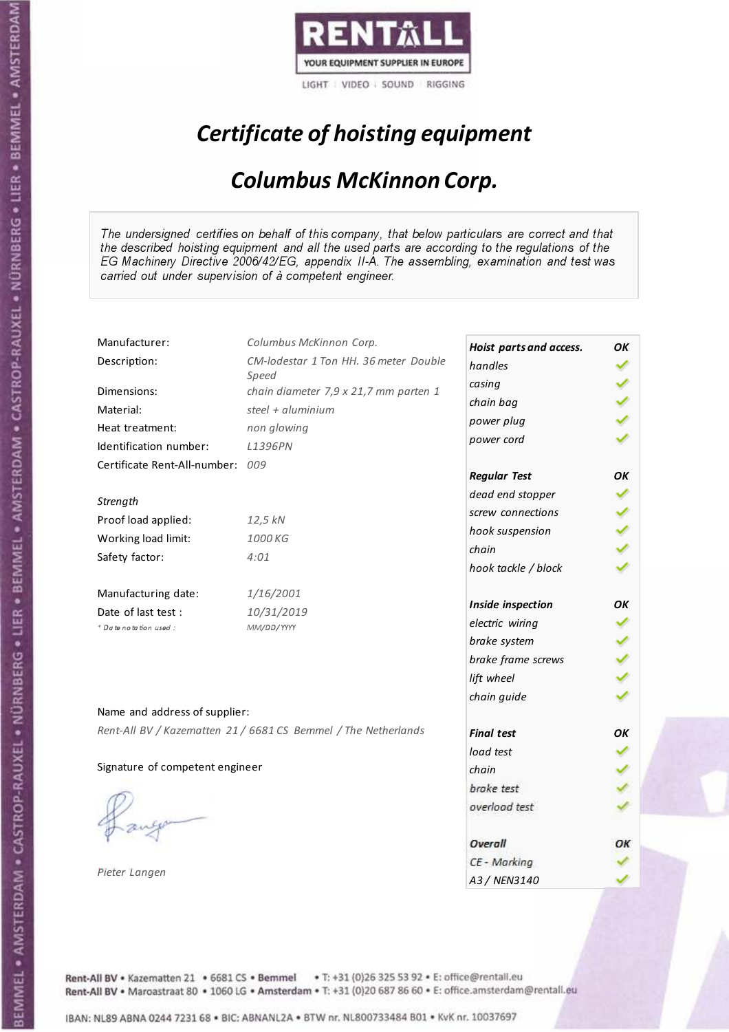RENTALL
YOUR EQUIPMENT SUPPLIER IN EUROPE
LIGHT | VIDEO | SOUND | RIGGING

# *Certificate of hoisting equipment*

## *Columbus McKinnon Corp.*

*The undersigned certifies on behalf of this company, that below particulars are correct and that the described hoisting equipment and all the used parts are according to the regulations of the EG Machinery Directive 2006/42/EG, appendix II-A. The assembling, examination and test was carried out under supervision of à competent engineer.*

| | |
|---|---|
| Manufacturer: | *Columbus McKinnon Corp.* |
| Description: | *CM-lodestar 1 Ton HH. 36 meter Double Speed* |
| Dimensions: | *chain diameter 7,9 x 21,7 mm parten 1* |
| Material: | *steel + aluminium* |
| Heat treatment: | *non glowing* |
| Identification number: | *L1396PN* |
| Certificate Rent-All-number: | *009* |
| *Strength* | |
| Proof load applied: | *12,5 kN* |
| Working load limit: | *1000 KG* |
| Safety factor: | *4:01* |
| Manufacturing date: | *1/16/2001* |
| Date of last test : | *10/31/2019* |
| *\* Date notation used :* | *MM/DD/YYYY* |

| ***Hoist parts and access.*** | ***OK*** |
|---|---|
| *handles* | ✓ |
| *casing* | ✓ |
| *chain bag* | ✓ |
| *power plug* | ✓ |
| *power cord* | ✓ |
| ***Regular Test*** | ***OK*** |
| *dead end stopper* | ✓ |
| *screw connections* | ✓ |
| *hook suspension* | ✓ |
| *chain* | ✓ |
| *hook tackle / block* | ✓ |
| ***Inside inspection*** | ***OK*** |
| *electric wiring* | ✓ |
| *brake system* | ✓ |
| *brake frame screws* | ✓ |
| *lift wheel* | ✓ |
| *chain guide* | ✓ |
| ***Final test*** | ***OK*** |
| *load test* | ✓ |
| *chain* | ✓ |
| *brake test* | ✓ |
| *overload test* | ✓ |
| ***Overall*** | ***OK*** |
| *CE - Marking* | ✓ |
| *A3 / NEN3140* | ✓ |

Name and address of supplier:

*Rent-All BV / Kazematten 21 / 6681 CS Bemmel / The Netherlands*

Signature of competent engineer

*Pieter Langen*

Rent-All BV • Kazematten 21 • 6681 CS • **Bemmel** • T: +31 (0)26 325 53 92 • E: office@rentall.eu
Rent-All BV • Maroastraat 80 • 1060 LG • **Amsterdam** • T: +31 (0)20 687 86 60 • E: office.amsterdam@rentall.eu

IBAN: NL89 ABNA 0244 7231 68 • BIC: ABNANL2A • BTW nr. NL800733484 B01 • KvK nr. 10037697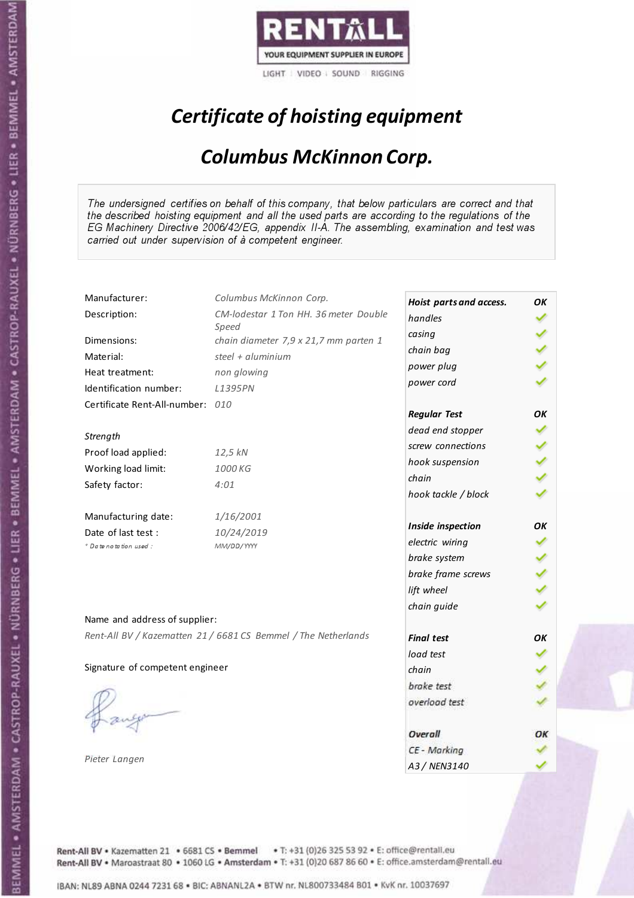RENTALL

YOUR EQUIPMENT SUPPLIER IN EUROPE

LIGHT | VIDEO | SOUND | RIGGING

# *Certificate of hoisting equipment*

## *Columbus McKinnon Corp.*

*The undersigned certifies on behalf of this company, that below particulars are correct and that the described hoisting equipment and all the used parts are according to the regulations of the EG Machinery Directive 2006/42/EG, appendix II-A. The assembling, examination and test was carried out under supervision of à competent engineer.*

| | |
|---|---|
| Manufacturer: | *Columbus McKinnon Corp.* |
| Description: | *CM-lodestar 1 Ton HH. 36 meter Double Speed* |
| Dimensions: | *chain diameter 7,9 x 21,7 mm parten 1* |
| Material: | *steel + aluminium* |
| Heat treatment: | *non glowing* |
| Identification number: | *L1395PN* |
| Certificate Rent-All-number: | *010* |
| *Strength* | |
| Proof load applied: | *12,5 kN* |
| Working load limit: | *1000 KG* |
| Safety factor: | *4:01* |
| Manufacturing date: | *1/16/2001* |
| Date of last test : | *10/24/2019* |
| *\* Date notation used :* | *MM/DD/YYYY* |

| | |
|---|---|
| ***Hoist parts and access.*** | ***OK*** |
| *handles* | ✓ |
| *casing* | ✓ |
| *chain bag* | ✓ |
| *power plug* | ✓ |
| *power cord* | ✓ |
| ***Regular Test*** | ***OK*** |
| *dead end stopper* | ✓ |
| *screw connections* | ✓ |
| *hook suspension* | ✓ |
| *chain* | ✓ |
| *hook tackle / block* | ✓ |
| ***Inside inspection*** | ***OK*** |
| *electric wiring* | ✓ |
| *brake system* | ✓ |
| *brake frame screws* | ✓ |
| *lift wheel* | ✓ |
| *chain guide* | ✓ |
| ***Final test*** | ***OK*** |
| *load test* | ✓ |
| *chain* | ✓ |
| *brake test* | ✓ |
| *overload test* | ✓ |
| ***Overall*** | ***OK*** |
| *CE - Marking* | ✓ |
| *A3 / NEN3140* | ✓ |

Name and address of supplier:

*Rent-All BV / Kazematten 21 / 6681 CS Bemmel / The Netherlands*

Signature of competent engineer

*Pieter Langen*

Rent-All BV • Kazematten 21 • 6681 CS • Bemmel • T: +31 (0)26 325 53 92 • E: office@rentall.eu
Rent-All BV • Maroastraat 80 • 1060 LG • Amsterdam • T: +31 (0)20 687 86 60 • E: office.amsterdam@rentall.eu

IBAN: NL89 ABNA 0244 7231 68 • BIC: ABNANL2A • BTW nr. NL800733484 B01 • KvK nr. 10037697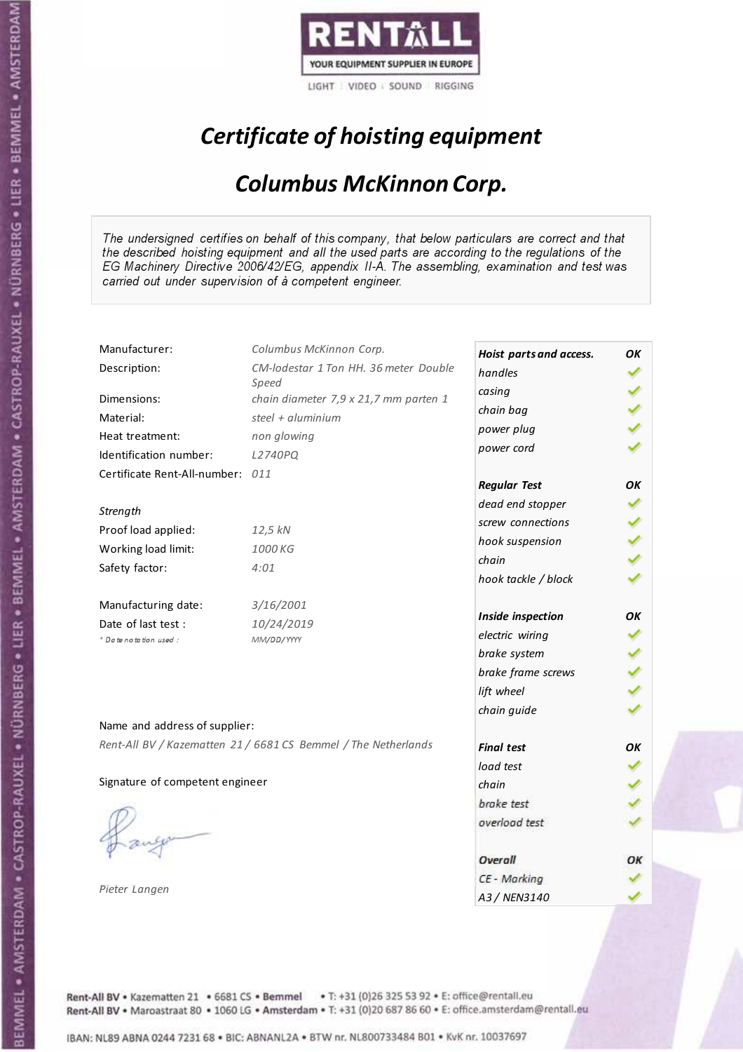RENTALL
YOUR EQUIPMENT SUPPLIER IN EUROPE
LIGHT | VIDEO | SOUND | RIGGING

# *Certificate of hoisting equipment*

## *Columbus McKinnon Corp.*

*The undersigned certifies on behalf of this company, that below particulars are correct and that the described hoisting equipment and all the used parts are according to the regulations of the EG Machinery Directive 2006/42/EG, appendix II-A. The assembling, examination and test was carried out under supervision of à competent engineer.*

| | |
|---|---|
| Manufacturer: | *Columbus McKinnon Corp.* |
| Description: | *CM-lodestar 1 Ton HH. 36 meter Double Speed* |
| Dimensions: | *chain diameter 7,9 x 21,7 mm parten 1* |
| Material: | *steel + aluminium* |
| Heat treatment: | *non glowing* |
| Identification number: | *L2740PQ* |
| Certificate Rent-All-number: | *011* |

*Strength*

| | |
|---|---|
| Proof load applied: | *12,5 kN* |
| Working load limit: | *1000 KG* |
| Safety factor: | *4:01* |

| | |
|---|---|
| Manufacturing date: | *3/16/2001* |
| Date of last test : | *10/24/2019* |
| *\* Date notation used :* | *MM/DD/YYYY* |

| *Hoist parts and access.* | *OK* |
|---|---|
| *handles* | ✓ |
| *casing* | ✓ |
| *chain bag* | ✓ |
| *power plug* | ✓ |
| *power cord* | ✓ |
| ***Regular Test*** | ***OK*** |
| *dead end stopper* | ✓ |
| *screw connections* | ✓ |
| *hook suspension* | ✓ |
| *chain* | ✓ |
| *hook tackle / block* | ✓ |
| ***Inside inspection*** | ***OK*** |
| *electric wiring* | ✓ |
| *brake system* | ✓ |
| *brake frame screws* | ✓ |
| *lift wheel* | ✓ |
| *chain guide* | ✓ |
| ***Final test*** | ***OK*** |
| *load test* | ✓ |
| *chain* | ✓ |
| *brake test* | ✓ |
| *overload test* | ✓ |
| ***Overall*** | ***OK*** |
| *CE - Marking* | ✓ |
| *A3 / NEN3140* | ✓ |

Name and address of supplier:

*Rent-All BV / Kazematten 21 / 6681 CS Bemmel / The Netherlands*

Signature of competent engineer

*Pieter Langen*

Rent-All BV • Kazematten 21 • 6681 CS • Bemmel • T: +31 (0)26 325 53 92 • E: office@rentall.eu
Rent-All BV • Maroastraat 80 • 1060 LG • Amsterdam • T: +31 (0)20 687 86 60 • E: office.amsterdam@rentall.eu

IBAN: NL89 ABNA 0244 7231 68 • BIC: ABNANL2A • BTW nr. NL800733484 B01 • KvK nr. 10037697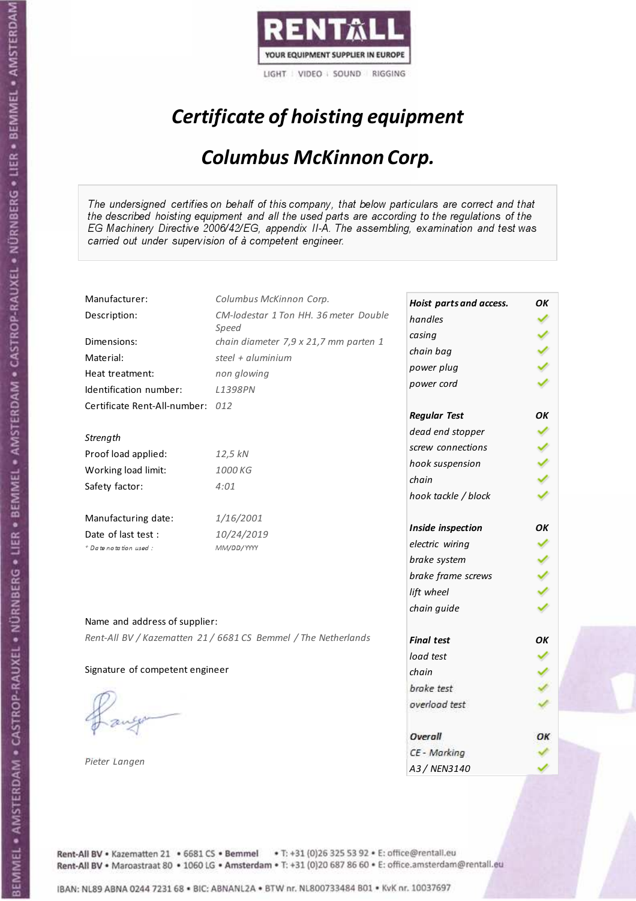RENTALL

YOUR EQUIPMENT SUPPLIER IN EUROPE

LIGHT | VIDEO | SOUND | RIGGING

# *Certificate of hoisting equipment*

## *Columbus McKinnon Corp.*

*The undersigned certifies on behalf of this company, that below particulars are correct and that the described hoisting equipment and all the used parts are according to the regulations of the EG Machinery Directive 2006/42/EG, appendix II-A. The assembling, examination and test was carried out under supervision of à competent engineer.*

| | |
|---|---|
| Manufacturer: | *Columbus McKinnon Corp.* |
| Description: | *CM-lodestar 1 Ton HH. 36 meter Double Speed* |
| Dimensions: | *chain diameter 7,9 x 21,7 mm parten 1* |
| Material: | *steel + aluminium* |
| Heat treatment: | *non glowing* |
| Identification number: | *L1398PN* |
| Certificate Rent-All-number: | *012* |

*Strength*

| | |
|---|---|
| Proof load applied: | *12,5 kN* |
| Working load limit: | *1000 KG* |
| Safety factor: | *4:01* |

| | |
|---|---|
| Manufacturing date: | *1/16/2001* |
| Date of last test : | *10/24/2019* |
| *\* Date notation used :* | *MM/DD/YYYY* |

| *Hoist parts and access.* | *OK* |
|---|---|
| *handles* | ✓ |
| *casing* | ✓ |
| *chain bag* | ✓ |
| *power plug* | ✓ |
| *power cord* | ✓ |
| ***Regular Test*** | ***OK*** |
| *dead end stopper* | ✓ |
| *screw connections* | ✓ |
| *hook suspension* | ✓ |
| *chain* | ✓ |
| *hook tackle / block* | ✓ |
| ***Inside inspection*** | ***OK*** |
| *electric wiring* | ✓ |
| *brake system* | ✓ |
| *brake frame screws* | ✓ |
| *lift wheel* | ✓ |
| *chain guide* | ✓ |
| ***Final test*** | ***OK*** |
| *load test* | ✓ |
| *chain* | ✓ |
| *brake test* | ✓ |
| *overload test* | ✓ |
| ***Overall*** | ***OK*** |
| *CE - Marking* | ✓ |
| *A3 / NEN3140* | ✓ |

Name and address of supplier:

*Rent-All BV / Kazematten 21 / 6681 CS Bemmel / The Netherlands*

Signature of competent engineer

*Pieter Langen*

Rent-All BV • Kazematten 21 • 6681 CS • Bemmel • T: +31 (0)26 325 53 92 • E: office@rentall.eu
Rent-All BV • Maroastraat 80 • 1060 LG • Amsterdam • T: +31 (0)20 687 86 60 • E: office.amsterdam@rentall.eu

IBAN: NL89 ABNA 0244 7231 68 • BIC: ABNANL2A • BTW nr. NL800733484 B01 • KvK nr. 10037697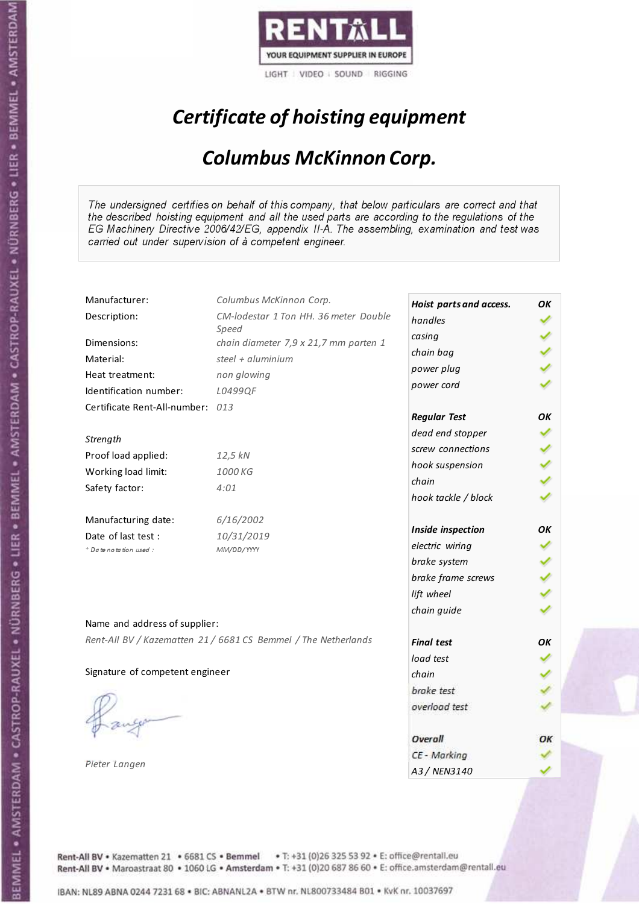RENTALL
YOUR EQUIPMENT SUPPLIER IN EUROPE
LIGHT | VIDEO | SOUND | RIGGING

# Certificate of hoisting equipment

## Columbus McKinnon Corp.

The undersigned certifies on behalf of this company, that below particulars are correct and that the described hoisting equipment and all the used parts are according to the regulations of the EG Machinery Directive 2006/42/EG, appendix II-A. The assembling, examination and test was carried out under supervision of à competent engineer.

| | |
|---|---|
| Manufacturer: | Columbus McKinnon Corp. |
| Description: | CM-lodestar 1 Ton HH. 36 meter Double Speed |
| Dimensions: | chain diameter 7,9 x 21,7 mm parten 1 |
| Material: | steel + aluminium |
| Heat treatment: | non glowing |
| Identification number: | L0499QF |
| Certificate Rent-All-number: | 013 |
| *Strength* | |
| Proof load applied: | 12,5 kN |
| Working load limit: | 1000 KG |
| Safety factor: | 4:01 |
| Manufacturing date: | 6/16/2002 |
| Date of last test : | 10/31/2019 |
| * Date notation used : | MM/DD/YYYY |

| | |
|---|---|
| **Hoist parts and access.** | **OK** |
| handles | ✓ |
| casing | ✓ |
| chain bag | ✓ |
| power plug | ✓ |
| power cord | ✓ |
| **Regular Test** | **OK** |
| dead end stopper | ✓ |
| screw connections | ✓ |
| hook suspension | ✓ |
| chain | ✓ |
| hook tackle / block | ✓ |
| **Inside inspection** | **OK** |
| electric wiring | ✓ |
| brake system | ✓ |
| brake frame screws | ✓ |
| lift wheel | ✓ |
| chain guide | ✓ |
| **Final test** | **OK** |
| load test | ✓ |
| chain | ✓ |
| brake test | ✓ |
| overload test | ✓ |
| **Overall** | **OK** |
| CE - Marking | ✓ |
| A3 / NEN3140 | ✓ |

Name and address of supplier:

Rent-All BV / Kazematten 21 / 6681 CS Bemmel / The Netherlands

Signature of competent engineer

Pieter Langen

Rent-All BV • Kazematten 21 • 6681 CS • Bemmel • T: +31 (0)26 325 53 92 • E: office@rentall.eu
Rent-All BV • Maroastraat 80 • 1060 LG • Amsterdam • T: +31 (0)20 687 86 60 • E: office.amsterdam@rentall.eu

IBAN: NL89 ABNA 0244 7231 68 • BIC: ABNANL2A • BTW nr. NL800733484 B01 • KvK nr. 10037697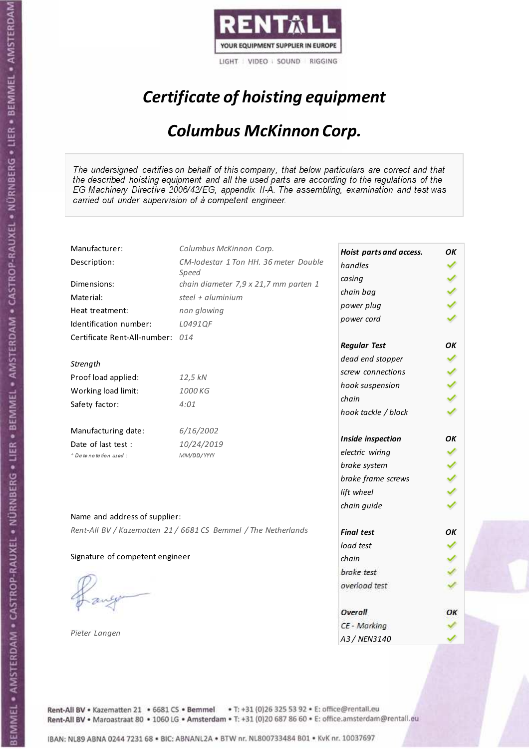RENTALL
YOUR EQUIPMENT SUPPLIER IN EUROPE
LIGHT | VIDEO | SOUND | RIGGING

# *Certificate of hoisting equipment*

## *Columbus McKinnon Corp.*

*The undersigned certifies on behalf of this company, that below particulars are correct and that the described hoisting equipment and all the used parts are according to the regulations of the EG Machinery Directive 2006/42/EG, appendix II-A. The assembling, examination and test was carried out under supervision of à competent engineer.*

| | |
|---|---|
| Manufacturer: | *Columbus McKinnon Corp.* |
| Description: | *CM-lodestar 1 Ton HH. 36 meter Double Speed* |
| Dimensions: | *chain diameter 7,9 x 21,7 mm parten 1* |
| Material: | *steel + aluminium* |
| Heat treatment: | *non glowing* |
| Identification number: | *L0491QF* |
| Certificate Rent-All-number: | *014* |

*Strength*

| | |
|---|---|
| Proof load applied: | *12,5 kN* |
| Working load limit: | *1000 KG* |
| Safety factor: | *4:01* |

| | |
|---|---|
| Manufacturing date: | *6/16/2002* |
| Date of last test : | *10/24/2019* |
| * *Date notation used :* | *MM/DD/YYYY* |

| Check | Result |
|---|---|
| ***Hoist parts and access.*** | ***OK*** |
| *handles* | ✓ |
| *casing* | ✓ |
| *chain bag* | ✓ |
| *power plug* | ✓ |
| *power cord* | ✓ |
| ***Regular Test*** | ***OK*** |
| *dead end stopper* | ✓ |
| *screw connections* | ✓ |
| *hook suspension* | ✓ |
| *chain* | ✓ |
| *hook tackle / block* | ✓ |
| ***Inside inspection*** | ***OK*** |
| *electric wiring* | ✓ |
| *brake system* | ✓ |
| *brake frame screws* | ✓ |
| *lift wheel* | ✓ |
| *chain guide* | ✓ |
| ***Final test*** | ***OK*** |
| *load test* | ✓ |
| *chain* | ✓ |
| *brake test* | ✓ |
| *overload test* | ✓ |
| ***Overall*** | ***OK*** |
| *CE - Marking* | ✓ |
| *A3 / NEN3140* | ✓ |

Name and address of supplier:

*Rent-All BV / Kazematten 21 / 6681 CS Bemmel / The Netherlands*

Signature of competent engineer

*Pieter Langen*

**Rent-All BV** • Kazematten 21 • 6681 CS • **Bemmel** • T: +31 (0)26 325 53 92 • E: office@rentall.eu
**Rent-All BV** • Maroastraat 80 • 1060 LG • **Amsterdam** • T: +31 (0)20 687 86 60 • E: office.amsterdam@rentall.eu

IBAN: NL89 ABNA 0244 7231 68 • BIC: ABNANL2A • BTW nr. NL800733484 B01 • KvK nr. 10037697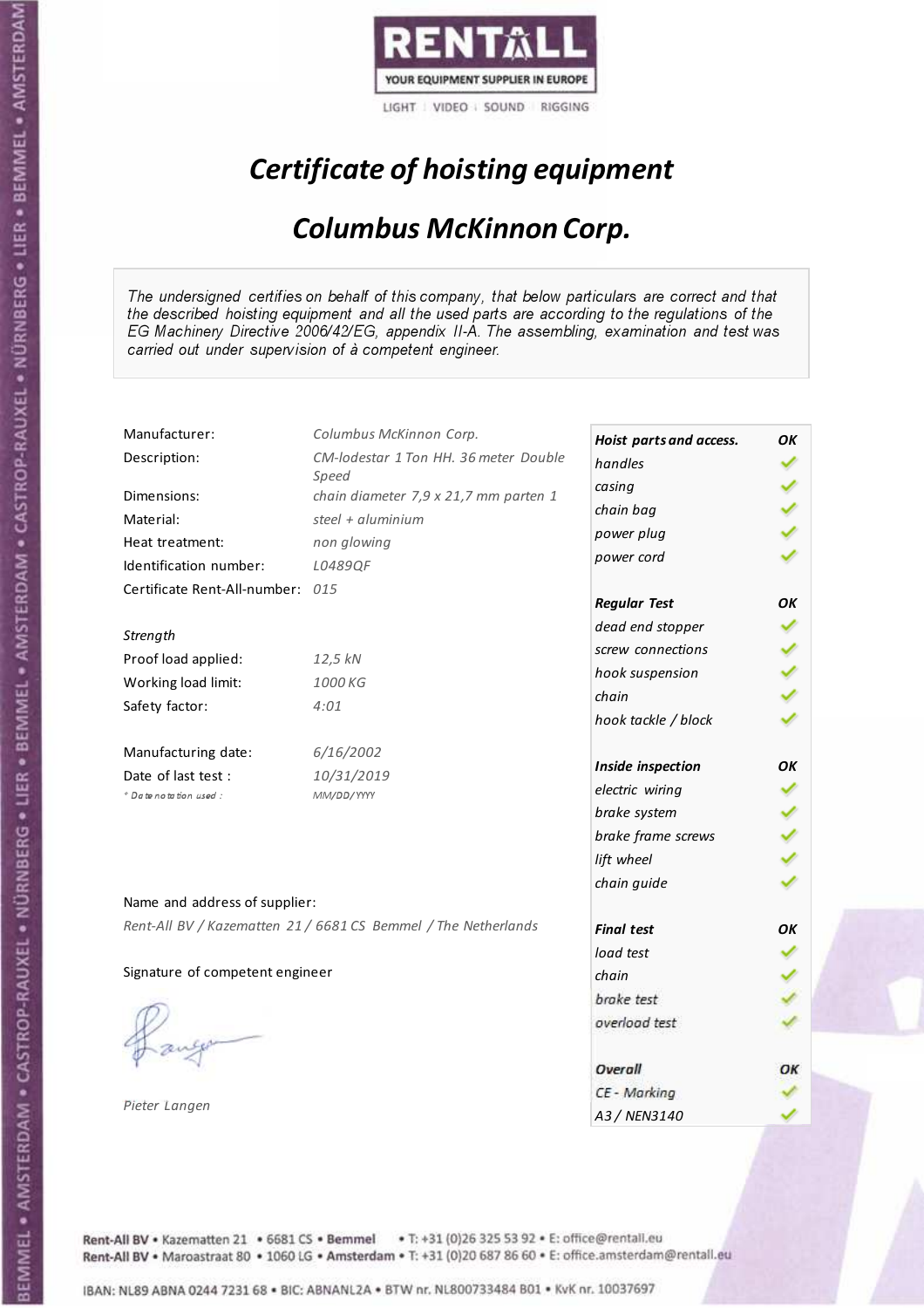RENTALL
YOUR EQUIPMENT SUPPLIER IN EUROPE
LIGHT | VIDEO | SOUND | RIGGING

# *Certificate of hoisting equipment*

## *Columbus McKinnon Corp.*

*The undersigned certifies on behalf of this company, that below particulars are correct and that the described hoisting equipment and all the used parts are according to the regulations of the EG Machinery Directive 2006/42/EG, appendix II-A. The assembling, examination and test was carried out under supervision of à competent engineer.*

| | |
|---|---|
| Manufacturer: | *Columbus McKinnon Corp.* |
| Description: | *CM-lodestar 1 Ton HH. 36 meter Double Speed* |
| Dimensions: | *chain diameter 7,9 x 21,7 mm parten 1* |
| Material: | *steel + aluminium* |
| Heat treatment: | *non glowing* |
| Identification number: | *L0489QF* |
| Certificate Rent-All-number: | *015* |

*Strength*

| | |
|---|---|
| Proof load applied: | *12,5 kN* |
| Working load limit: | *1000 KG* |
| Safety factor: | *4:01* |

| | |
|---|---|
| Manufacturing date: | *6/16/2002* |
| Date of last test : | *10/31/2019* |
| *\* Date notation used :* | *MM/DD/YYYY* |

| ***Hoist parts and access.*** | ***OK*** |
|---|---|
| *handles* | ✓ |
| *casing* | ✓ |
| *chain bag* | ✓ |
| *power plug* | ✓ |
| *power cord* | ✓ |
| ***Regular Test*** | ***OK*** |
| *dead end stopper* | ✓ |
| *screw connections* | ✓ |
| *hook suspension* | ✓ |
| *chain* | ✓ |
| *hook tackle / block* | ✓ |
| ***Inside inspection*** | ***OK*** |
| *electric wiring* | ✓ |
| *brake system* | ✓ |
| *brake frame screws* | ✓ |
| *lift wheel* | ✓ |
| *chain guide* | ✓ |
| ***Final test*** | ***OK*** |
| *load test* | ✓ |
| *chain* | ✓ |
| *brake test* | ✓ |
| *overload test* | ✓ |
| ***Overall*** | ***OK*** |
| *CE - Marking* | ✓ |
| *A3 / NEN3140* | ✓ |

Name and address of supplier:

*Rent-All BV / Kazematten 21 / 6681 CS Bemmel / The Netherlands*

Signature of competent engineer

*Pieter Langen*

Rent-All BV • Kazematten 21 • 6681 CS • **Bemmel** • T: +31 (0)26 325 53 92 • E: office@rentall.eu
Rent-All BV • Maroastraat 80 • 1060 LG • **Amsterdam** • T: +31 (0)20 687 86 60 • E: office.amsterdam@rentall.eu

IBAN: NL89 ABNA 0244 7231 68 • BIC: ABNANL2A • BTW nr. NL800733484 B01 • KvK nr. 10037697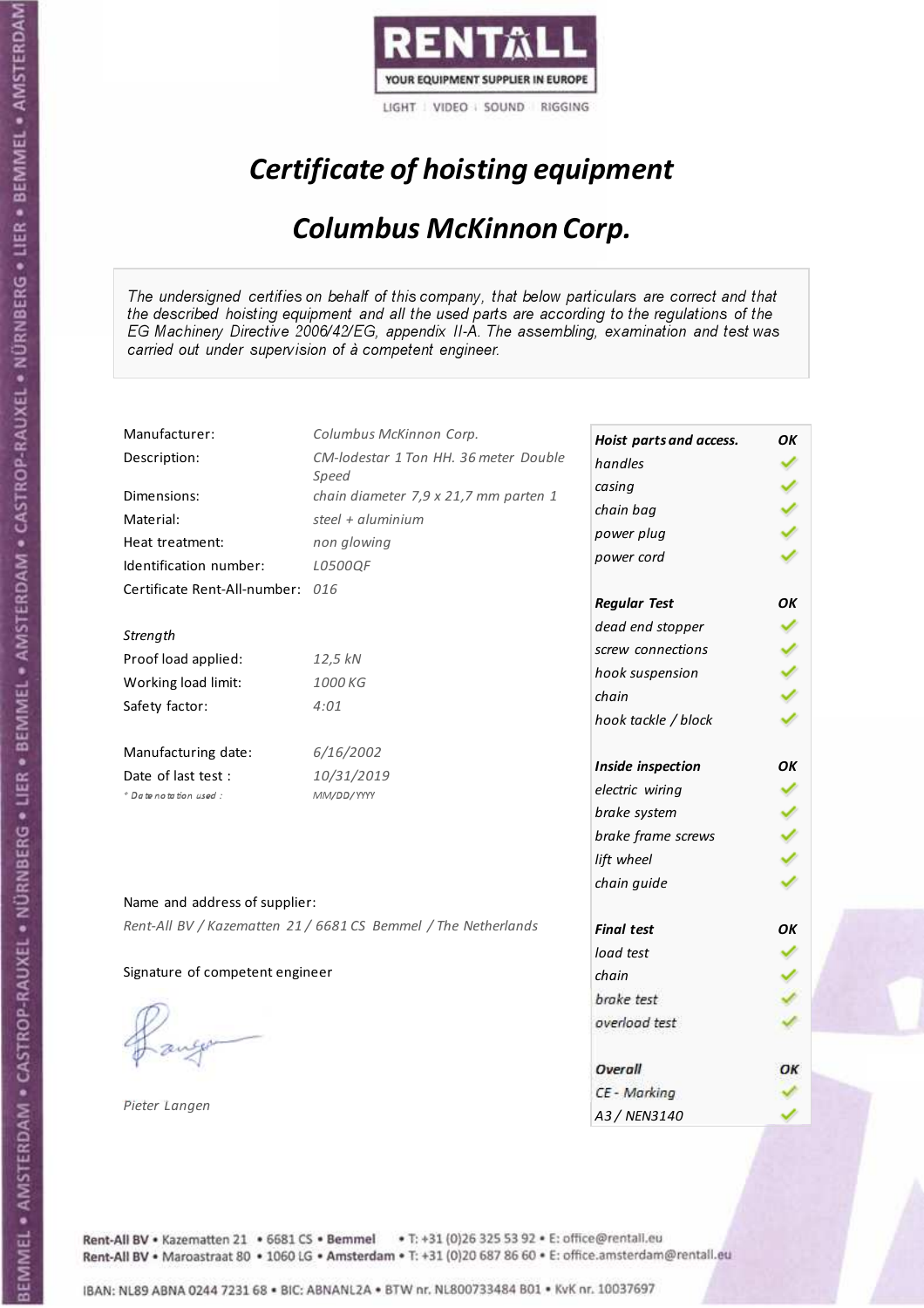RENTALL
YOUR EQUIPMENT SUPPLIER IN EUROPE
LIGHT | VIDEO | SOUND | RIGGING

# Certificate of hoisting equipment

## Columbus McKinnon Corp.

*The undersigned certifies on behalf of this company, that below particulars are correct and that the described hoisting equipment and all the used parts are according to the regulations of the EG Machinery Directive 2006/42/EG, appendix II-A. The assembling, examination and test was carried out under supervision of à competent engineer.*

| | |
|---|---|
| Manufacturer: | *Columbus McKinnon Corp.* |
| Description: | *CM-lodestar 1 Ton HH. 36 meter Double Speed* |
| Dimensions: | *chain diameter 7,9 x 21,7 mm parten 1* |
| Material: | *steel + aluminium* |
| Heat treatment: | *non glowing* |
| Identification number: | *L0500QF* |
| Certificate Rent-All-number: | *016* |

*Strength*

| | |
|---|---|
| Proof load applied: | *12,5 kN* |
| Working load limit: | *1000 KG* |
| Safety factor: | *4:01* |

| | |
|---|---|
| Manufacturing date: | *6/16/2002* |
| Date of last test : | *10/31/2019* |
| *\* Date notation used :* | *MM/DD/YYYY* |

| Hoist parts and access. | OK |
|---|---|
| handles | ✓ |
| casing | ✓ |
| chain bag | ✓ |
| power plug | ✓ |
| power cord | ✓ |
| **Regular Test** | **OK** |
| dead end stopper | ✓ |
| screw connections | ✓ |
| hook suspension | ✓ |
| chain | ✓ |
| hook tackle / block | ✓ |
| **Inside inspection** | **OK** |
| electric wiring | ✓ |
| brake system | ✓ |
| brake frame screws | ✓ |
| lift wheel | ✓ |
| chain guide | ✓ |
| **Final test** | **OK** |
| load test | ✓ |
| chain | ✓ |
| brake test | ✓ |
| overload test | ✓ |
| **Overall** | **OK** |
| CE - Marking | ✓ |
| A3 / NEN3140 | ✓ |

Name and address of supplier:

*Rent-All BV / Kazematten 21 / 6681 CS Bemmel / The Netherlands*

Signature of competent engineer

*Pieter Langen*

Rent-All BV • Kazematten 21 • 6681 CS • Bemmel • T: +31 (0)26 325 53 92 • E: office@rentall.eu
Rent-All BV • Maroastraat 80 • 1060 LG • Amsterdam • T: +31 (0)20 687 86 60 • E: office.amsterdam@rentall.eu

IBAN: NL89 ABNA 0244 7231 68 • BIC: ABNANL2A • BTW nr. NL800733484 B01 • KvK nr. 10037697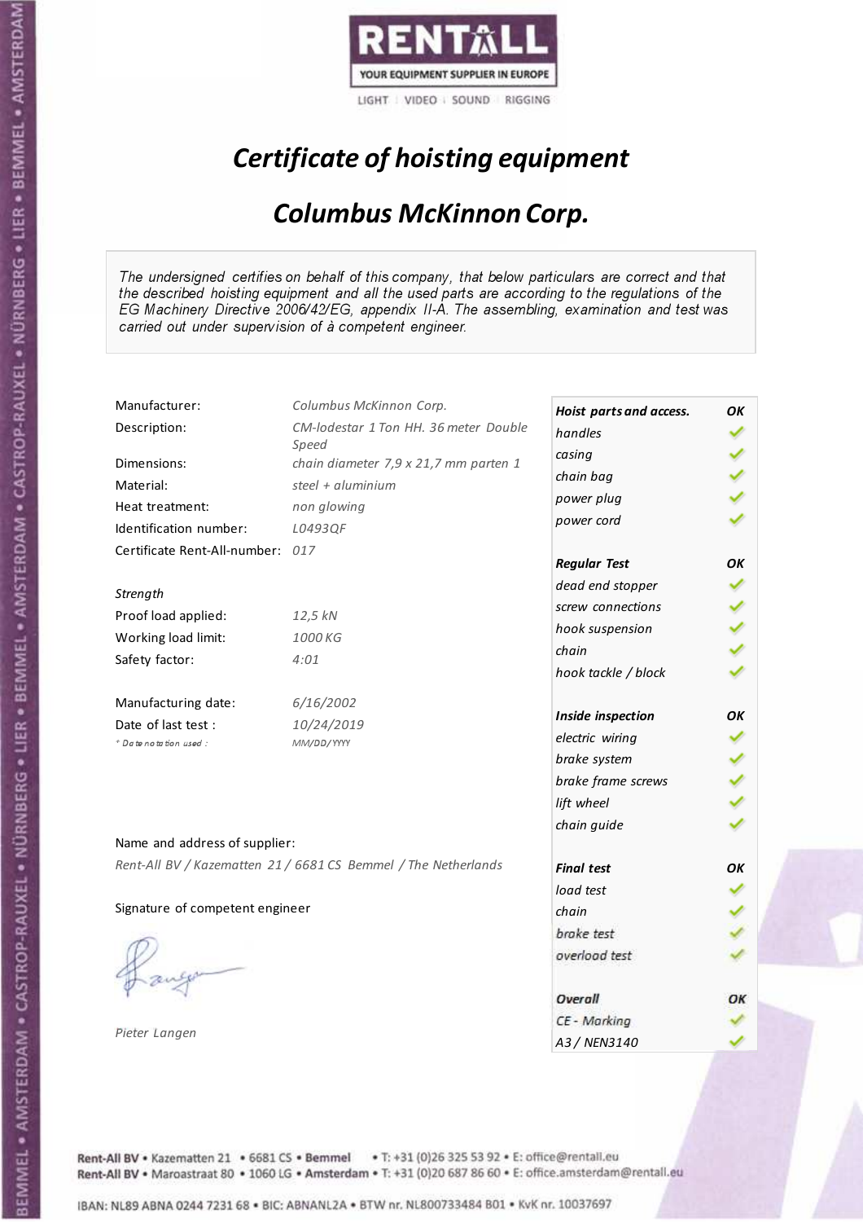RENTALL

YOUR EQUIPMENT SUPPLIER IN EUROPE

LIGHT | VIDEO | SOUND | RIGGING

# *Certificate of hoisting equipment*

## *Columbus McKinnon Corp.*

*The undersigned certifies on behalf of this company, that below particulars are correct and that the described hoisting equipment and all the used parts are according to the regulations of the EG Machinery Directive 2006/42/EG, appendix II-A. The assembling, examination and test was carried out under supervision of à competent engineer.*

| | |
|---|---|
| Manufacturer: | *Columbus McKinnon Corp.* |
| Description: | *CM-lodestar 1 Ton HH. 36 meter Double Speed* |
| Dimensions: | *chain diameter 7,9 x 21,7 mm parten 1* |
| Material: | *steel + aluminium* |
| Heat treatment: | *non glowing* |
| Identification number: | *L0493QF* |
| Certificate Rent-All-number: | *017* |
| *Strength* | |
| Proof load applied: | *12,5 kN* |
| Working load limit: | *1000 KG* |
| Safety factor: | *4:01* |
| Manufacturing date: | *6/16/2002* |
| Date of last test : | *10/24/2019* |
| *\* Date notation used :* | *MM/DD/YYYY* |

| **Hoist parts and access.** | **OK** |
|---|---|
| *handles* | ✓ |
| *casing* | ✓ |
| *chain bag* | ✓ |
| *power plug* | ✓ |
| *power cord* | ✓ |
| **Regular Test** | **OK** |
| *dead end stopper* | ✓ |
| *screw connections* | ✓ |
| *hook suspension* | ✓ |
| *chain* | ✓ |
| *hook tackle / block* | ✓ |
| **Inside inspection** | **OK** |
| *electric wiring* | ✓ |
| *brake system* | ✓ |
| *brake frame screws* | ✓ |
| *lift wheel* | ✓ |
| *chain guide* | ✓ |
| **Final test** | **OK** |
| *load test* | ✓ |
| *chain* | ✓ |
| *brake test* | ✓ |
| *overload test* | ✓ |
| **Overall** | **OK** |
| *CE - Marking* | ✓ |
| *A3 / NEN3140* | ✓ |

Name and address of supplier:

*Rent-All BV / Kazematten 21 / 6681 CS Bemmel / The Netherlands*

Signature of competent engineer

*Pieter Langen*

Rent-All BV • Kazematten 21 • 6681 CS • **Bemmel** • T: +31 (0)26 325 53 92 • E: office@rentall.eu
Rent-All BV • Maroastraat 80 • 1060 LG • **Amsterdam** • T: +31 (0)20 687 86 60 • E: office.amsterdam@rentall.eu

IBAN: NL89 ABNA 0244 7231 68 • BIC: ABNANL2A • BTW nr. NL800733484 B01 • KvK nr. 10037697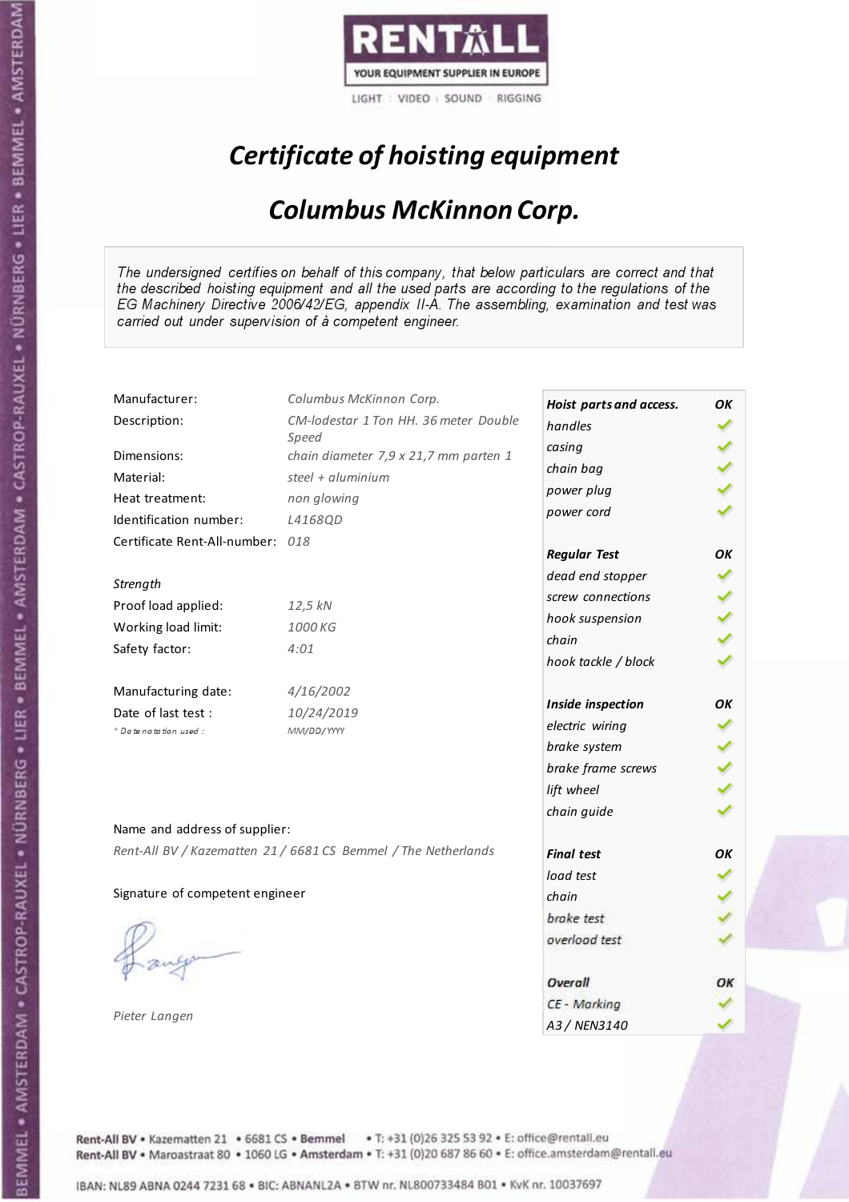RENTALL

YOUR EQUIPMENT SUPPLIER IN EUROPE

LIGHT | VIDEO | SOUND | RIGGING

# *Certificate of hoisting equipment*

## *Columbus McKinnon Corp.*

*The undersigned certifies on behalf of this company, that below particulars are correct and that the described hoisting equipment and all the used parts are according to the regulations of the EG Machinery Directive 2006/42/EG, appendix II-A. The assembling, examination and test was carried out under supervision of à competent engineer.*

| | |
|---|---|
| Manufacturer: | *Columbus McKinnon Corp.* |
| Description: | *CM-lodestar 1 Ton HH. 36 meter Double Speed* |
| Dimensions: | *chain diameter 7,9 x 21,7 mm parten 1* |
| Material: | *steel + aluminium* |
| Heat treatment: | *non glowing* |
| Identification number: | *L4168QD* |
| Certificate Rent-All-number: | *018* |
| *Strength* | |
| Proof load applied: | *12,5 kN* |
| Working load limit: | *1000 KG* |
| Safety factor: | *4:01* |
| Manufacturing date: | *4/16/2002* |
| Date of last test : | *10/24/2019* |
| *\* Date notation used :* | *MM/DD/YYYY* |

| | |
|---|---|
| ***Hoist parts and access.*** | ***OK*** |
| *handles* | ✓ |
| *casing* | ✓ |
| *chain bag* | ✓ |
| *power plug* | ✓ |
| *power cord* | ✓ |
| ***Regular Test*** | ***OK*** |
| *dead end stopper* | ✓ |
| *screw connections* | ✓ |
| *hook suspension* | ✓ |
| *chain* | ✓ |
| *hook tackle / block* | ✓ |
| ***Inside inspection*** | ***OK*** |
| *electric wiring* | ✓ |
| *brake system* | ✓ |
| *brake frame screws* | ✓ |
| *lift wheel* | ✓ |
| *chain guide* | ✓ |
| ***Final test*** | ***OK*** |
| *load test* | ✓ |
| *chain* | ✓ |
| *brake test* | ✓ |
| *overload test* | ✓ |
| ***Overall*** | ***OK*** |
| *CE - Marking* | ✓ |
| *A3 / NEN3140* | ✓ |

Name and address of supplier:

*Rent-All BV / Kazematten 21 / 6681 CS Bemmel / The Netherlands*

Signature of competent engineer

*Pieter Langen*

Rent-All BV • Kazematten 21 • 6681 CS • **Bemmel** • T: +31 (0)26 325 53 92 • E: office@rentall.eu
Rent-All BV • Maroastraat 80 • 1060 LG • **Amsterdam** • T: +31 (0)20 687 86 60 • E: office.amsterdam@rentall.eu

IBAN: NL89 ABNA 0244 7231 68 • BIC: ABNANL2A • BTW nr. NL800733484 B01 • KvK nr. 10037697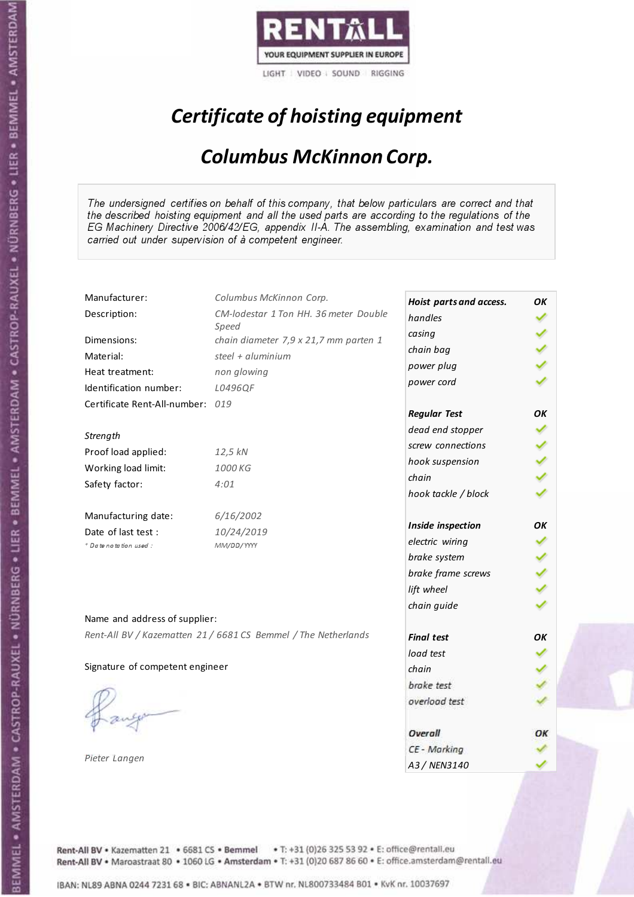RENTALL

YOUR EQUIPMENT SUPPLIER IN EUROPE

LIGHT | VIDEO | SOUND | RIGGING

# *Certificate of hoisting equipment*

## *Columbus McKinnon Corp.*

*The undersigned certifies on behalf of this company, that below particulars are correct and that the described hoisting equipment and all the used parts are according to the regulations of the EG Machinery Directive 2006/42/EG, appendix II-A. The assembling, examination and test was carried out under supervision of à competent engineer.*

| | |
|---|---|
| Manufacturer: | *Columbus McKinnon Corp.* |
| Description: | *CM-lodestar 1 Ton HH. 36 meter Double Speed* |
| Dimensions: | *chain diameter 7,9 x 21,7 mm parten 1* |
| Material: | *steel + aluminium* |
| Heat treatment: | *non glowing* |
| Identification number: | *L0496QF* |
| Certificate Rent-All-number: | *019* |

*Strength*

| | |
|---|---|
| Proof load applied: | *12,5 kN* |
| Working load limit: | *1000 KG* |
| Safety factor: | *4:01* |

| | |
|---|---|
| Manufacturing date: | *6/16/2002* |
| Date of last test : | *10/24/2019* |
| *\* Date notation used :* | *MM/DD/YYYY* |

| ***Hoist parts and access.*** | ***OK*** |
|---|---|
| *handles* | ✓ |
| *casing* | ✓ |
| *chain bag* | ✓ |
| *power plug* | ✓ |
| *power cord* | ✓ |
| ***Regular Test*** | ***OK*** |
| *dead end stopper* | ✓ |
| *screw connections* | ✓ |
| *hook suspension* | ✓ |
| *chain* | ✓ |
| *hook tackle / block* | ✓ |
| ***Inside inspection*** | ***OK*** |
| *electric wiring* | ✓ |
| *brake system* | ✓ |
| *brake frame screws* | ✓ |
| *lift wheel* | ✓ |
| *chain guide* | ✓ |
| ***Final test*** | ***OK*** |
| *load test* | ✓ |
| *chain* | ✓ |
| *brake test* | ✓ |
| *overload test* | ✓ |
| ***Overall*** | ***OK*** |
| *CE - Marking* | ✓ |
| *A3 / NEN3140* | ✓ |

Name and address of supplier:

*Rent-All BV / Kazematten 21 / 6681 CS Bemmel / The Netherlands*

Signature of competent engineer

*Pieter Langen*

Rent-All BV • Kazematten 21 • 6681 CS • **Bemmel** • T: +31 (0)26 325 53 92 • E: office@rentall.eu
Rent-All BV • Maroastraat 80 • 1060 LG • **Amsterdam** • T: +31 (0)20 687 86 60 • E: office.amsterdam@rentall.eu

IBAN: NL89 ABNA 0244 7231 68 • BIC: ABNANL2A • BTW nr. NL800733484 B01 • KvK nr. 10037697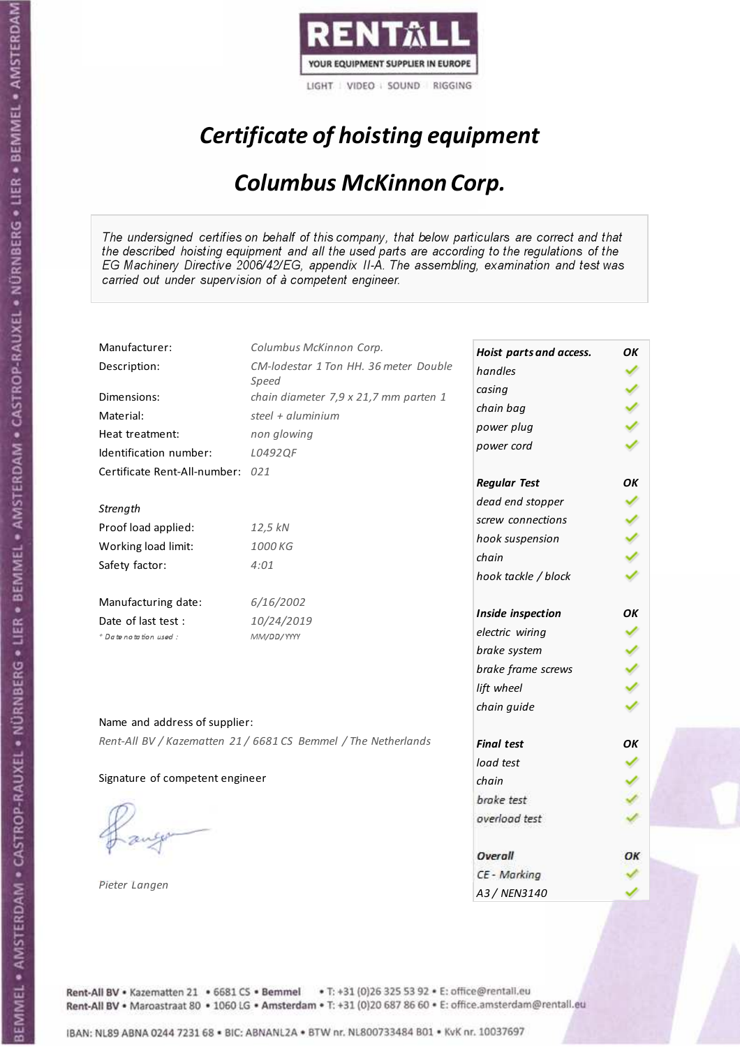RENTALL

YOUR EQUIPMENT SUPPLIER IN EUROPE

LIGHT | VIDEO | SOUND | RIGGING

# *Certificate of hoisting equipment*

## *Columbus McKinnon Corp.*

*The undersigned certifies on behalf of this company, that below particulars are correct and that the described hoisting equipment and all the used parts are according to the regulations of the EG Machinery Directive 2006/42/EG, appendix II-A. The assembling, examination and test was carried out under supervision of à competent engineer.*

| | |
|---|---|
| Manufacturer: | *Columbus McKinnon Corp.* |
| Description: | *CM-lodestar 1 Ton HH. 36 meter Double Speed* |
| Dimensions: | *chain diameter 7,9 x 21,7 mm parten 1* |
| Material: | *steel + aluminium* |
| Heat treatment: | *non glowing* |
| Identification number: | *L0492QF* |
| Certificate Rent-All-number: | *021* |

*Strength*

| | |
|---|---|
| Proof load applied: | *12,5 kN* |
| Working load limit: | *1000 KG* |
| Safety factor: | *4:01* |

| | |
|---|---|
| Manufacturing date: | *6/16/2002* |
| Date of last test : | *10/24/2019* |
| *\* Date notation used :* | *MM/DD/YYYY* |

| | |
|---|---|
| ***Hoist parts and access.*** | ***OK*** |
| *handles* | ✓ |
| *casing* | ✓ |
| *chain bag* | ✓ |
| *power plug* | ✓ |
| *power cord* | ✓ |
| ***Regular Test*** | ***OK*** |
| *dead end stopper* | ✓ |
| *screw connections* | ✓ |
| *hook suspension* | ✓ |
| *chain* | ✓ |
| *hook tackle / block* | ✓ |
| ***Inside inspection*** | ***OK*** |
| *electric wiring* | ✓ |
| *brake system* | ✓ |
| *brake frame screws* | ✓ |
| *lift wheel* | ✓ |
| *chain guide* | ✓ |
| ***Final test*** | ***OK*** |
| *load test* | ✓ |
| *chain* | ✓ |
| *brake test* | ✓ |
| *overload test* | ✓ |
| ***Overall*** | ***OK*** |
| *CE - Marking* | ✓ |
| *A3 / NEN3140* | ✓ |

Name and address of supplier:

*Rent-All BV / Kazematten 21 / 6681 CS Bemmel / The Netherlands*

Signature of competent engineer

*Pieter Langen*

Rent-All BV • Kazematten 21 • 6681 CS • Bemmel • T: +31 (0)26 325 53 92 • E: office@rentall.eu
Rent-All BV • Maroastraat 80 • 1060 LG • Amsterdam • T: +31 (0)20 687 86 60 • E: office.amsterdam@rentall.eu

IBAN: NL89 ABNA 0244 7231 68 • BIC: ABNANL2A • BTW nr. NL800733484 B01 • KvK nr. 10037697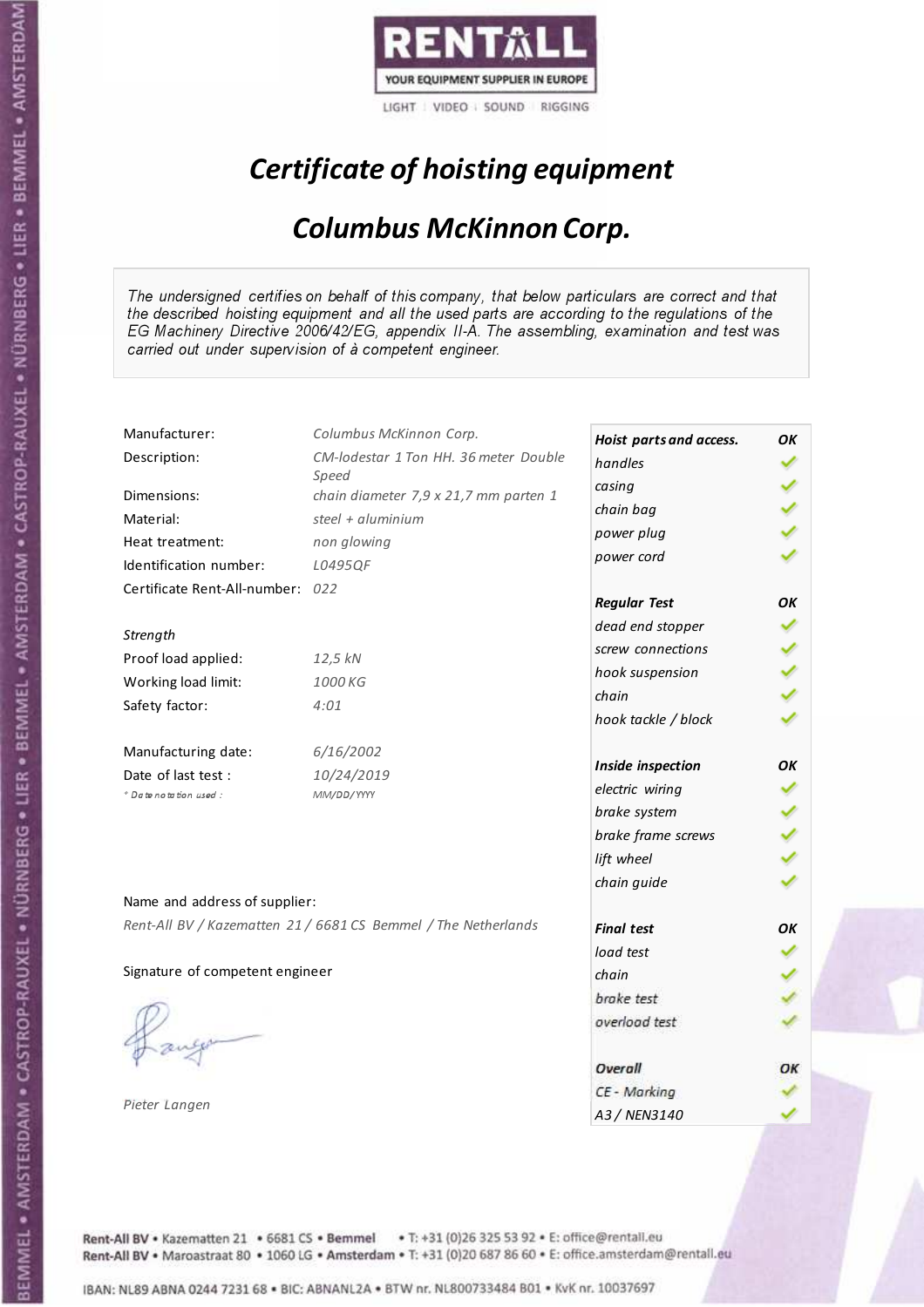RENTALL

YOUR EQUIPMENT SUPPLIER IN EUROPE

LIGHT | VIDEO | SOUND | RIGGING

# *Certificate of hoisting equipment*

## *Columbus McKinnon Corp.*

*The undersigned certifies on behalf of this company, that below particulars are correct and that the described hoisting equipment and all the used parts are according to the regulations of the EG Machinery Directive 2006/42/EG, appendix II-A. The assembling, examination and test was carried out under supervision of à competent engineer.*

| | |
|---|---|
| Manufacturer: | *Columbus McKinnon Corp.* |
| Description: | *CM-lodestar 1 Ton HH. 36 meter Double Speed* |
| Dimensions: | *chain diameter 7,9 x 21,7 mm parten 1* |
| Material: | *steel + aluminium* |
| Heat treatment: | *non glowing* |
| Identification number: | *L0495QF* |
| Certificate Rent-All-number: | *022* |
| *Strength* | |
| Proof load applied: | *12,5 kN* |
| Working load limit: | *1000 KG* |
| Safety factor: | *4:01* |
| Manufacturing date: | *6/16/2002* |
| Date of last test : | *10/24/2019* |
| *\* Date notation used :* | *MM/DD/YYYY* |

| *Hoist parts and access.* | *OK* |
|---|---|
| *handles* | ✓ |
| *casing* | ✓ |
| *chain bag* | ✓ |
| *power plug* | ✓ |
| *power cord* | ✓ |
| ***Regular Test*** | ***OK*** |
| *dead end stopper* | ✓ |
| *screw connections* | ✓ |
| *hook suspension* | ✓ |
| *chain* | ✓ |
| *hook tackle / block* | ✓ |
| ***Inside inspection*** | ***OK*** |
| *electric wiring* | ✓ |
| *brake system* | ✓ |
| *brake frame screws* | ✓ |
| *lift wheel* | ✓ |
| *chain guide* | ✓ |
| ***Final test*** | ***OK*** |
| *load test* | ✓ |
| *chain* | ✓ |
| *brake test* | ✓ |
| *overload test* | ✓ |
| ***Overall*** | ***OK*** |
| *CE - Marking* | ✓ |
| *A3 / NEN3140* | ✓ |

Name and address of supplier:

*Rent-All BV / Kazematten 21 / 6681 CS Bemmel / The Netherlands*

Signature of competent engineer

*Pieter Langen*

Rent-All BV • Kazematten 21 • 6681 CS • Bemmel • T: +31 (0)26 325 53 92 • E: office@rentall.eu
Rent-All BV • Maroastraat 80 • 1060 LG • Amsterdam • T: +31 (0)20 687 86 60 • E: office.amsterdam@rentall.eu

IBAN: NL89 ABNA 0244 7231 68 • BIC: ABNANL2A • BTW nr. NL800733484 B01 • KvK nr. 10037697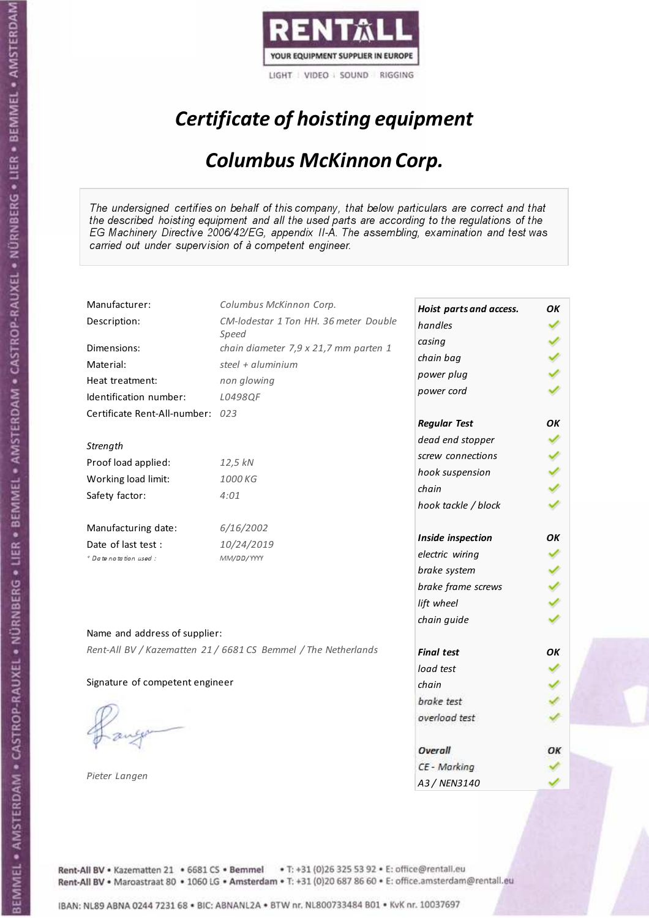RENTALL
YOUR EQUIPMENT SUPPLIER IN EUROPE
LIGHT | VIDEO | SOUND | RIGGING

# *Certificate of hoisting equipment*

## *Columbus McKinnon Corp.*

*The undersigned certifies on behalf of this company, that below particulars are correct and that the described hoisting equipment and all the used parts are according to the regulations of the EG Machinery Directive 2006/42/EG, appendix II-A. The assembling, examination and test was carried out under supervision of à competent engineer.*

| | |
|---|---|
| Manufacturer: | *Columbus McKinnon Corp.* |
| Description: | *CM-lodestar 1 Ton HH. 36 meter Double Speed* |
| Dimensions: | *chain diameter 7,9 x 21,7 mm parten 1* |
| Material: | *steel + aluminium* |
| Heat treatment: | *non glowing* |
| Identification number: | *L0498QF* |
| Certificate Rent-All-number: | *023* |
| *Strength* | |
| Proof load applied: | *12,5 kN* |
| Working load limit: | *1000 KG* |
| Safety factor: | *4:01* |
| Manufacturing date: | *6/16/2002* |
| Date of last test : | *10/24/2019* |
| *\* Date notation used :* | *MM/DD/YYYY* |

| **Hoist parts and access.** | **OK** |
|---|---|
| *handles* | ✓ |
| *casing* | ✓ |
| *chain bag* | ✓ |
| *power plug* | ✓ |
| *power cord* | ✓ |
| ***Regular Test*** | **OK** |
| *dead end stopper* | ✓ |
| *screw connections* | ✓ |
| *hook suspension* | ✓ |
| *chain* | ✓ |
| *hook tackle / block* | ✓ |
| ***Inside inspection*** | **OK** |
| *electric wiring* | ✓ |
| *brake system* | ✓ |
| *brake frame screws* | ✓ |
| *lift wheel* | ✓ |
| *chain guide* | ✓ |
| ***Final test*** | **OK** |
| *load test* | ✓ |
| *chain* | ✓ |
| *brake test* | ✓ |
| *overload test* | ✓ |
| ***Overall*** | **OK** |
| *CE - Marking* | ✓ |
| *A3 / NEN3140* | ✓ |

Name and address of supplier:

*Rent-All BV / Kazematten 21 / 6681 CS Bemmel / The Netherlands*

Signature of competent engineer

*Pieter Langen*

Rent-All BV • Kazematten 21 • 6681 CS • Bemmel • T: +31 (0)26 325 53 92 • E: office@rentall.eu
Rent-All BV • Maroastraat 80 • 1060 LG • Amsterdam • T: +31 (0)20 687 86 60 • E: office.amsterdam@rentall.eu

IBAN: NL89 ABNA 0244 7231 68 • BIC: ABNANL2A • BTW nr. NL800733484 B01 • KvK nr. 10037697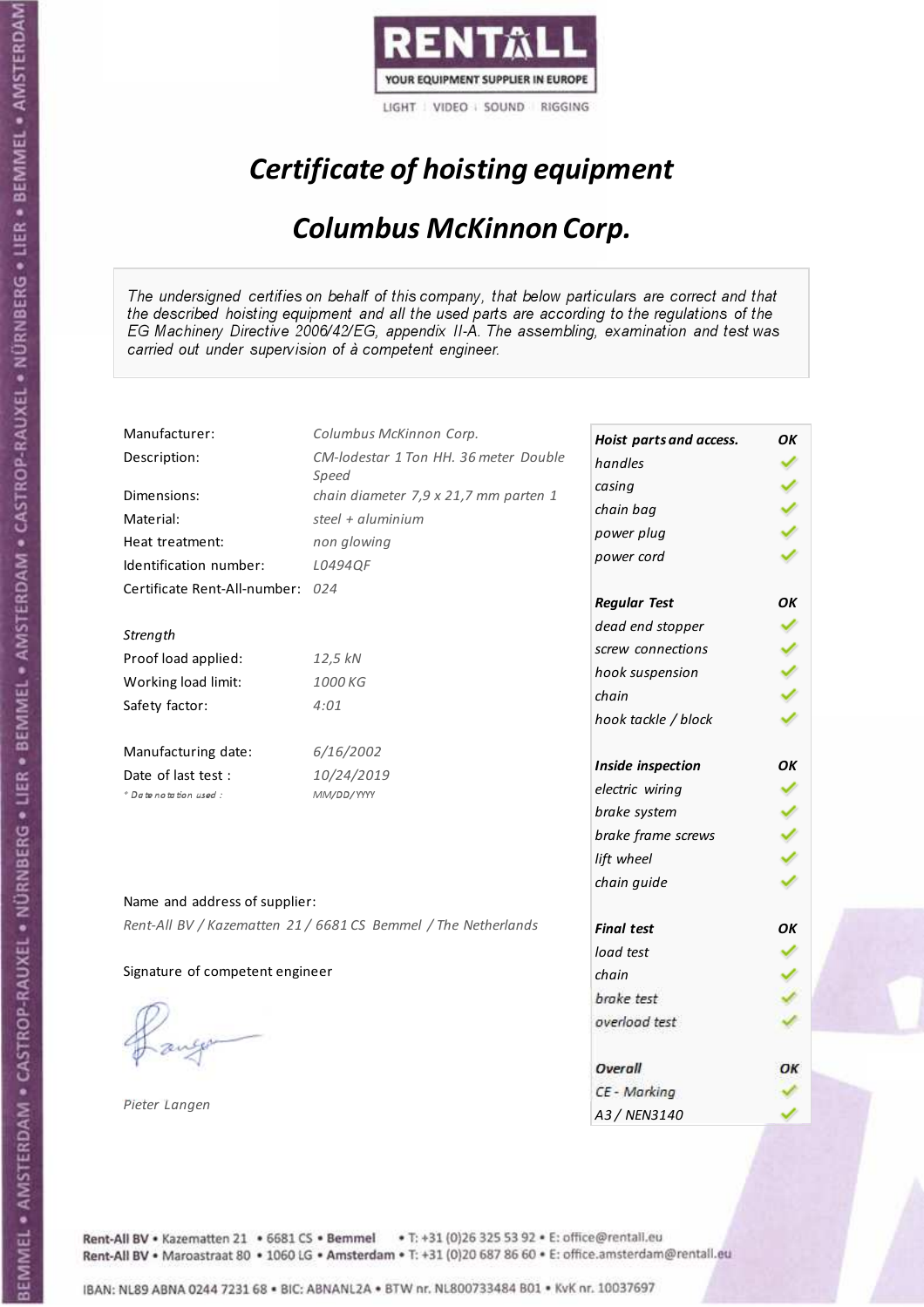RENTALL
YOUR EQUIPMENT SUPPLIER IN EUROPE
LIGHT | VIDEO | SOUND | RIGGING

# *Certificate of hoisting equipment*

## *Columbus McKinnon Corp.*

*The undersigned certifies on behalf of this company, that below particulars are correct and that the described hoisting equipment and all the used parts are according to the regulations of the EG Machinery Directive 2006/42/EG, appendix II-A. The assembling, examination and test was carried out under supervision of à competent engineer.*

| | |
|---|---|
| Manufacturer: | *Columbus McKinnon Corp.* |
| Description: | *CM-lodestar 1 Ton HH. 36 meter Double Speed* |
| Dimensions: | *chain diameter 7,9 x 21,7 mm parten 1* |
| Material: | *steel + aluminium* |
| Heat treatment: | *non glowing* |
| Identification number: | *L0494QF* |
| Certificate Rent-All-number: | *024* |
| *Strength* | |
| Proof load applied: | *12,5 kN* |
| Working load limit: | *1000 KG* |
| Safety factor: | *4:01* |
| Manufacturing date: | *6/16/2002* |
| Date of last test : | *10/24/2019* |
| *\* Date notation used :* | *MM/DD/YYYY* |

| | |
|---|---|
| ***Hoist parts and access.*** | ***OK*** |
| *handles* | ✓ |
| *casing* | ✓ |
| *chain bag* | ✓ |
| *power plug* | ✓ |
| *power cord* | ✓ |
| ***Regular Test*** | ***OK*** |
| *dead end stopper* | ✓ |
| *screw connections* | ✓ |
| *hook suspension* | ✓ |
| *chain* | ✓ |
| *hook tackle / block* | ✓ |
| ***Inside inspection*** | ***OK*** |
| *electric wiring* | ✓ |
| *brake system* | ✓ |
| *brake frame screws* | ✓ |
| *lift wheel* | ✓ |
| *chain guide* | ✓ |
| ***Final test*** | ***OK*** |
| *load test* | ✓ |
| *chain* | ✓ |
| *brake test* | ✓ |
| *overload test* | ✓ |
| ***Overall*** | ***OK*** |
| *CE - Marking* | ✓ |
| *A3 / NEN3140* | ✓ |

Name and address of supplier:

*Rent-All BV / Kazematten 21 / 6681 CS Bemmel / The Netherlands*

Signature of competent engineer

*Pieter Langen*

Rent-All BV • Kazematten 21 • 6681 CS • Bemmel • T: +31 (0)26 325 53 92 • E: office@rentall.eu
Rent-All BV • Maroastraat 80 • 1060 LG • Amsterdam • T: +31 (0)20 687 86 60 • E: office.amsterdam@rentall.eu

IBAN: NL89 ABNA 0244 7231 68 • BIC: ABNANL2A • BTW nr. NL800733484 B01 • KvK nr. 10037697